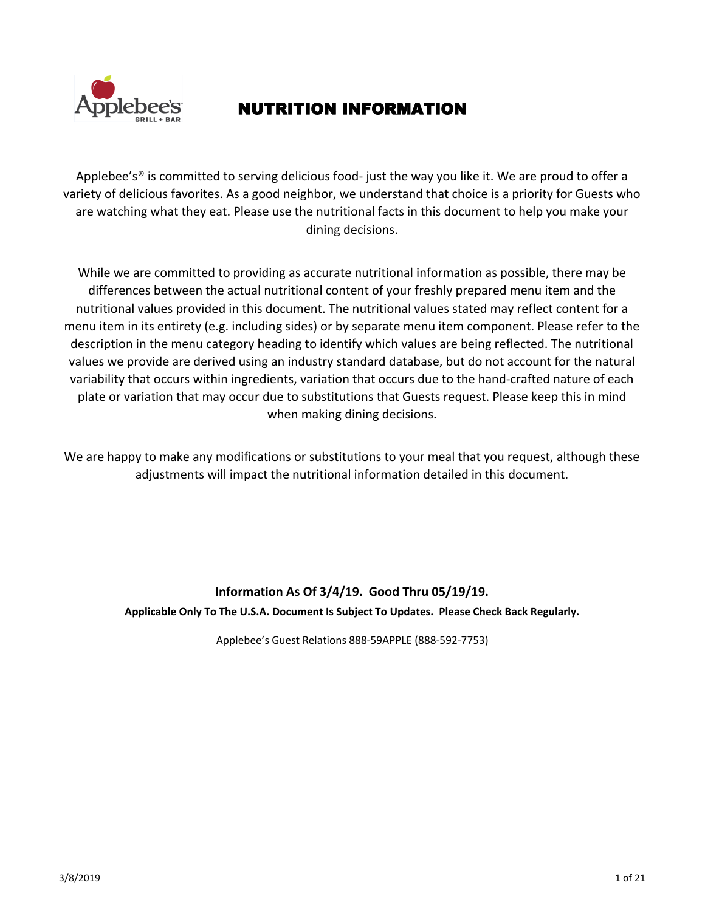# NUTRITION INFORMATION

Applebee's® is committed to serving delicious food- just the way you like it. We are proud to offer a variety of delicious favorites. As a good neighbor, we understand that choice is a priority for Guests who are watching what they eat. Please use the nutritional facts in this document to help you make your dining decisions.

While we are committed to providing as accurate nutritional information as possible, there may be differences between the actual nutritional content of your freshly prepared menu item and the nutritional values provided in this document. The nutritional values stated may reflect content for a menu item in its entirety (e.g. including sides) or by separate menu item component. Please refer to the description in the menu category heading to identify which values are being reflected. The nutritional values we provide are derived using an industry standard database, but do not account for the natural variability that occurs within ingredients, variation that occurs due to the hand-crafted nature of each plate or variation that may occur due to substitutions that Guests request. Please keep this in mind when making dining decisions.

We are happy to make any modifications or substitutions to your meal that you request, although these adjustments will impact the nutritional information detailed in this document.

**Information As Of 3/4/19. Good Thru 05/19/19.**

**Applicable Only To The U.S.A. Document Is Subject To Updates. Please Check Back Regularly.**

Applebee's Guest Relations 888-59APPLE (888-592-7753)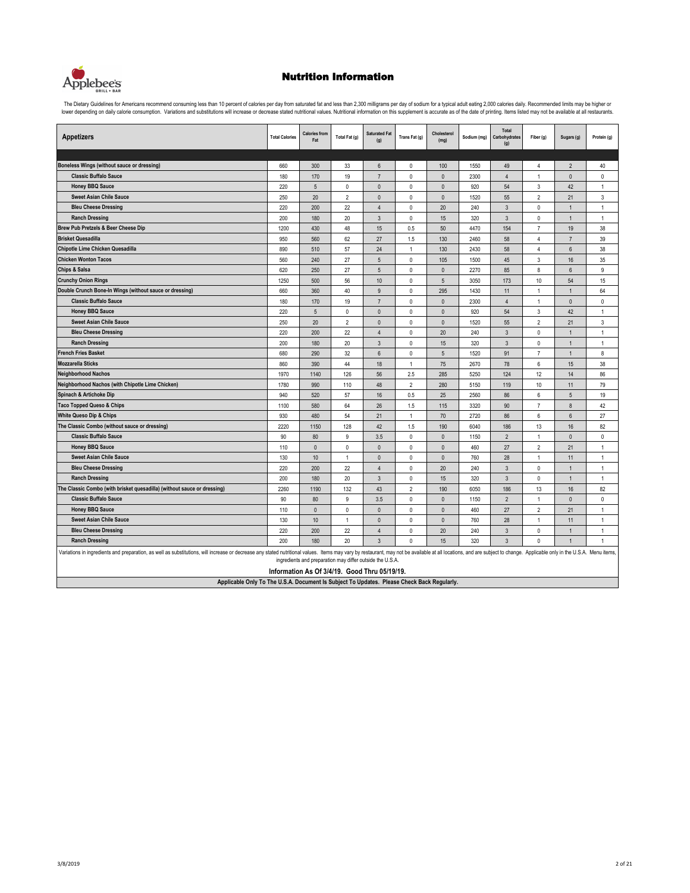# Nutrition Information

The Dietary Guidelines for Americans recommend consuming less than 10 percent of calories per day from saturated fat and less than 2,300 milligrams per day of sodium for a typical adult eating 2,000 calories daily. Recommended limits may be higher or lower depending on daily calorie consumption. Variations and substitutions will increase or decrease stated nutritional values. Nutritional information on this supplement is accurate as of the date of printing. Items listed may not be available at all restaurants.

| Appetizers | Total Calories | Calories from Fat | Total Fat (g) | Saturated Fat (g) | Trans Fat (g) | Cholesterol (mg) | Sodium (mg) | Total Carbohydrates (g) | Fiber (g) | Sugars (g) | Protein (g) |
|---|---|---|---|---|---|---|---|---|---|---|---|
| Boneless Wings (without sauce or dressing) | 660 | 300 | 33 | 6 | 0 | 100 | 1550 | 49 | 4 | 2 | 40 |
| Classic Buffalo Sauce | 180 | 170 | 19 | 7 | 0 | 0 | 2300 | 4 | 1 | 0 | 0 |
| Honey BBQ Sauce | 220 | 5 | 0 | 0 | 0 | 0 | 920 | 54 | 3 | 42 | 1 |
| Sweet Asian Chile Sauce | 250 | 20 | 2 | 0 | 0 | 0 | 1520 | 55 | 2 | 21 | 3 |
| Bleu Cheese Dressing | 220 | 200 | 22 | 4 | 0 | 20 | 240 | 3 | 0 | 1 | 1 |
| Ranch Dressing | 200 | 180 | 20 | 3 | 0 | 15 | 320 | 3 | 0 | 1 | 1 |
| Brew Pub Pretzels & Beer Cheese Dip | 1200 | 430 | 48 | 15 | 0.5 | 50 | 4470 | 154 | 7 | 19 | 38 |
| Brisket Quesadilla | 950 | 560 | 62 | 27 | 1.5 | 130 | 2460 | 58 | 4 | 7 | 39 |
| Chipotle Lime Chicken Quesadilla | 890 | 510 | 57 | 24 | 1 | 130 | 2430 | 58 | 4 | 6 | 38 |
| Chicken Wonton Tacos | 560 | 240 | 27 | 5 | 0 | 105 | 1500 | 45 | 3 | 16 | 35 |
| Chips & Salsa | 620 | 250 | 27 | 5 | 0 | 0 | 2270 | 85 | 8 | 6 | 9 |
| Crunchy Onion Rings | 1250 | 500 | 56 | 10 | 0 | 5 | 3050 | 173 | 10 | 54 | 15 |
| Double Crunch Bone-In Wings (without sauce or dressing) | 660 | 360 | 40 | 9 | 0 | 295 | 1430 | 11 | 1 | 1 | 64 |
| Classic Buffalo Sauce | 180 | 170 | 19 | 7 | 0 | 0 | 2300 | 4 | 1 | 0 | 0 |
| Honey BBQ Sauce | 220 | 5 | 0 | 0 | 0 | 0 | 920 | 54 | 3 | 42 | 1 |
| Sweet Asian Chile Sauce | 250 | 20 | 2 | 0 | 0 | 0 | 1520 | 55 | 2 | 21 | 3 |
| Bleu Cheese Dressing | 220 | 200 | 22 | 4 | 0 | 20 | 240 | 3 | 0 | 1 | 1 |
| Ranch Dressing | 200 | 180 | 20 | 3 | 0 | 15 | 320 | 3 | 0 | 1 | 1 |
| French Fries Basket | 680 | 290 | 32 | 6 | 0 | 5 | 1520 | 91 | 7 | 1 | 8 |
| Mozzarella Sticks | 860 | 390 | 44 | 18 | 1 | 75 | 2670 | 78 | 6 | 15 | 38 |
| Neighborhood Nachos | 1970 | 1140 | 126 | 56 | 2.5 | 285 | 5250 | 124 | 12 | 14 | 86 |
| Neighborhood Nachos (with Chipotle Lime Chicken) | 1780 | 990 | 110 | 48 | 2 | 280 | 5150 | 119 | 10 | 11 | 79 |
| Spinach & Artichoke Dip | 940 | 520 | 57 | 16 | 0.5 | 25 | 2560 | 86 | 6 | 5 | 19 |
| Taco Topped Queso & Chips | 1100 | 580 | 64 | 26 | 1.5 | 115 | 3320 | 90 | 7 | 8 | 42 |
| White Queso Dip & Chips | 930 | 480 | 54 | 21 | 1 | 70 | 2720 | 86 | 6 | 6 | 27 |
| The Classic Combo (without sauce or dressing) | 2220 | 1150 | 128 | 42 | 1.5 | 190 | 6040 | 186 | 13 | 16 | 82 |
| Classic Buffalo Sauce | 90 | 80 | 9 | 3.5 | 0 | 0 | 1150 | 2 | 1 | 0 | 0 |
| Honey BBQ Sauce | 110 | 0 | 0 | 0 | 0 | 0 | 460 | 27 | 2 | 21 | 1 |
| Sweet Asian Chile Sauce | 130 | 10 | 1 | 0 | 0 | 0 | 760 | 28 | 1 | 11 | 1 |
| Bleu Cheese Dressing | 220 | 200 | 22 | 4 | 0 | 20 | 240 | 3 | 0 | 1 | 1 |
| Ranch Dressing | 200 | 180 | 20 | 3 | 0 | 15 | 320 | 3 | 0 | 1 | 1 |
| The Classic Combo (with brisket quesadilla) (without sauce or dressing) | 2260 | 1190 | 132 | 43 | 2 | 190 | 6050 | 186 | 13 | 16 | 82 |
| Classic Buffalo Sauce | 90 | 80 | 9 | 3.5 | 0 | 0 | 1150 | 2 | 1 | 0 | 0 |
| Honey BBQ Sauce | 110 | 0 | 0 | 0 | 0 | 0 | 460 | 27 | 2 | 21 | 1 |
| Sweet Asian Chile Sauce | 130 | 10 | 1 | 0 | 0 | 0 | 760 | 28 | 1 | 11 | 1 |
| Bleu Cheese Dressing | 220 | 200 | 22 | 4 | 0 | 20 | 240 | 3 | 0 | 1 | 1 |
| Ranch Dressing | 200 | 180 | 20 | 3 | 0 | 15 | 320 | 3 | 0 | 1 | 1 |

Variations in ingredients and preparation, as well as substitutions, will increase or decrease any stated nutritional values. Items may vary by restaurant, may not be available at all locations, and are subject to change. Applicable only in the U.S.A. Menu items, ingredients and preparation may differ outside the U.S.A.

**Information As Of 3/4/19. Good Thru 05/19/19.**

**Applicable Only To The U.S.A. Document Is Subject To Updates. Please Check Back Regularly.**

3/8/2019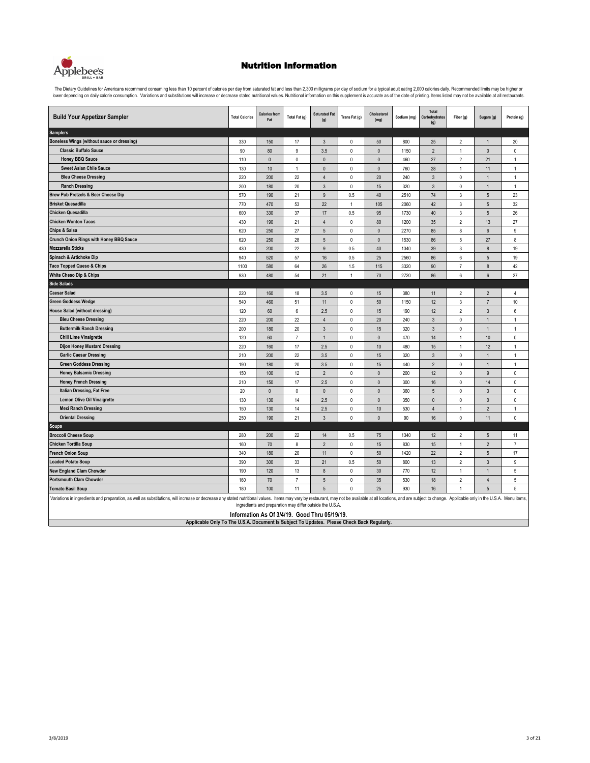# Nutrition Information

The Dietary Guidelines for Americans recommend consuming less than 10 percent of calories per day from saturated fat and less than 2,300 milligrams per day of sodium for a typical adult eating 2,000 calories daily. Recommended limits may be higher or lower depending on daily calorie consumption. Variations and substitutions will increase or decrease stated nutritional values. Nutritional information on this supplement is accurate as of the date of printing. Items listed may not be available at all restaurants.

| Build Your Appetizer Sampler | Total Calories | Calories from Fat | Total Fat (g) | Saturated Fat (g) | Trans Fat (g) | Cholesterol (mg) | Sodium (mg) | Total Carbohydrates (g) | Fiber (g) | Sugars (g) | Protein (g) |
|---|---|---|---|---|---|---|---|---|---|---|---|
| **Samplers** | | | | | | | | | | | |
| Boneless Wings (without sauce or dressing) | 330 | 150 | 17 | 3 | 0 | 50 | 800 | 25 | 2 | 1 | 20 |
| Classic Buffalo Sauce | 90 | 80 | 9 | 3.5 | 0 | 0 | 1150 | 2 | 1 | 0 | 0 |
| Honey BBQ Sauce | 110 | 0 | 0 | 0 | 0 | 0 | 460 | 27 | 2 | 21 | 1 |
| Sweet Asian Chile Sauce | 130 | 10 | 1 | 0 | 0 | 0 | 760 | 28 | 1 | 11 | 1 |
| Bleu Cheese Dressing | 220 | 200 | 22 | 4 | 0 | 20 | 240 | 3 | 0 | 1 | 1 |
| Ranch Dressing | 200 | 180 | 20 | 3 | 0 | 15 | 320 | 3 | 0 | 1 | 1 |
| Brew Pub Pretzels & Beer Cheese Dip | 570 | 190 | 21 | 9 | 0.5 | 40 | 2510 | 74 | 3 | 5 | 23 |
| Brisket Quesadilla | 770 | 470 | 53 | 22 | 1 | 105 | 2060 | 42 | 3 | 5 | 32 |
| Chicken Quesadilla | 600 | 330 | 37 | 17 | 0.5 | 95 | 1730 | 40 | 3 | 5 | 26 |
| Chicken Wonton Tacos | 430 | 190 | 21 | 4 | 0 | 80 | 1200 | 35 | 2 | 13 | 27 |
| Chips & Salsa | 620 | 250 | 27 | 5 | 0 | 0 | 2270 | 85 | 8 | 6 | 9 |
| Crunch Onion Rings with Honey BBQ Sauce | 620 | 250 | 28 | 5 | 0 | 0 | 1530 | 86 | 5 | 27 | 8 |
| Mozzarella Sticks | 430 | 200 | 22 | 9 | 0.5 | 40 | 1340 | 39 | 3 | 8 | 19 |
| Spinach & Artichoke Dip | 940 | 520 | 57 | 16 | 0.5 | 25 | 2560 | 86 | 6 | 5 | 19 |
| Taco Topped Queso & Chips | 1100 | 580 | 64 | 26 | 1.5 | 115 | 3320 | 90 | 7 | 8 | 42 |
| White Cheso Dip & Chips | 930 | 480 | 54 | 21 | 1 | 70 | 2720 | 86 | 6 | 6 | 27 |
| **Side Salads** | | | | | | | | | | | |
| Caesar Salad | 220 | 160 | 18 | 3.5 | 0 | 15 | 380 | 11 | 2 | 2 | 4 |
| Green Goddess Wedge | 540 | 460 | 51 | 11 | 0 | 50 | 1150 | 12 | 3 | 7 | 10 |
| House Salad (without dressing) | 120 | 60 | 6 | 2.5 | 0 | 15 | 190 | 12 | 2 | 3 | 6 |
| Bleu Cheese Dressing | 220 | 200 | 22 | 4 | 0 | 20 | 240 | 3 | 0 | 1 | 1 |
| Buttermilk Ranch Dressing | 200 | 180 | 20 | 3 | 0 | 15 | 320 | 3 | 0 | 1 | 1 |
| Chili Lime Vinaigrette | 120 | 60 | 7 | 1 | 0 | 0 | 470 | 14 | 1 | 10 | 0 |
| Dijon Honey Mustard Dressing | 220 | 160 | 17 | 2.5 | 0 | 10 | 480 | 15 | 1 | 12 | 1 |
| Garlic Caesar Dressing | 210 | 200 | 22 | 3.5 | 0 | 15 | 320 | 3 | 0 | 1 | 1 |
| Green Goddess Dressing | 190 | 180 | 20 | 3.5 | 0 | 15 | 440 | 2 | 0 | 1 | 1 |
| Honey Balsamic Dressing | 150 | 100 | 12 | 2 | 0 | 0 | 200 | 12 | 0 | 9 | 0 |
| Honey French Dressing | 210 | 150 | 17 | 2.5 | 0 | 0 | 300 | 16 | 0 | 14 | 0 |
| Italian Dressing, Fat Free | 20 | 0 | 0 | 0 | 0 | 0 | 360 | 5 | 0 | 3 | 0 |
| Lemon Olive Oil Vinaigrette | 130 | 130 | 14 | 2.5 | 0 | 0 | 350 | 0 | 0 | 0 | 0 |
| Mexi Ranch Dressing | 150 | 130 | 14 | 2.5 | 0 | 10 | 530 | 4 | 1 | 2 | 1 |
| Oriental Dressing | 250 | 190 | 21 | 3 | 0 | 0 | 90 | 16 | 0 | 11 | 0 |
| **Soups** | | | | | | | | | | | |
| Broccoli Cheese Soup | 280 | 200 | 22 | 14 | 0.5 | 75 | 1340 | 12 | 2 | 5 | 11 |
| Chicken Tortilla Soup | 160 | 70 | 8 | 2 | 0 | 15 | 830 | 15 | 1 | 2 | 7 |
| French Onion Soup | 340 | 180 | 20 | 11 | 0 | 50 | 1420 | 22 | 2 | 5 | 17 |
| Loaded Potato Soup | 390 | 300 | 33 | 21 | 0.5 | 50 | 800 | 13 | 2 | 3 | 9 |
| New England Clam Chowder | 190 | 120 | 13 | 8 | 0 | 30 | 770 | 12 | 1 | 1 | 5 |
| Portsmouth Clam Chowder | 160 | 70 | 7 | 5 | 0 | 35 | 530 | 18 | 2 | 4 | 5 |
| Tomato Basil Soup | 180 | 100 | 11 | 5 | 0 | 25 | 930 | 16 | 1 | 5 | 5 |

Variations in ingredients and preparation, as well as substitutions, will increase or decrease any stated nutritional values. Items may vary by restaurant, may not be available at all locations, and are subject to change. Applicable only in the U.S.A. Menu items, ingredients and preparation may differ outside the U.S.A.

**Information As Of 3/4/19. Good Thru 05/19/19.**

**Applicable Only To The U.S.A. Document Is Subject To Updates. Please Check Back Regularly.**

3/8/2019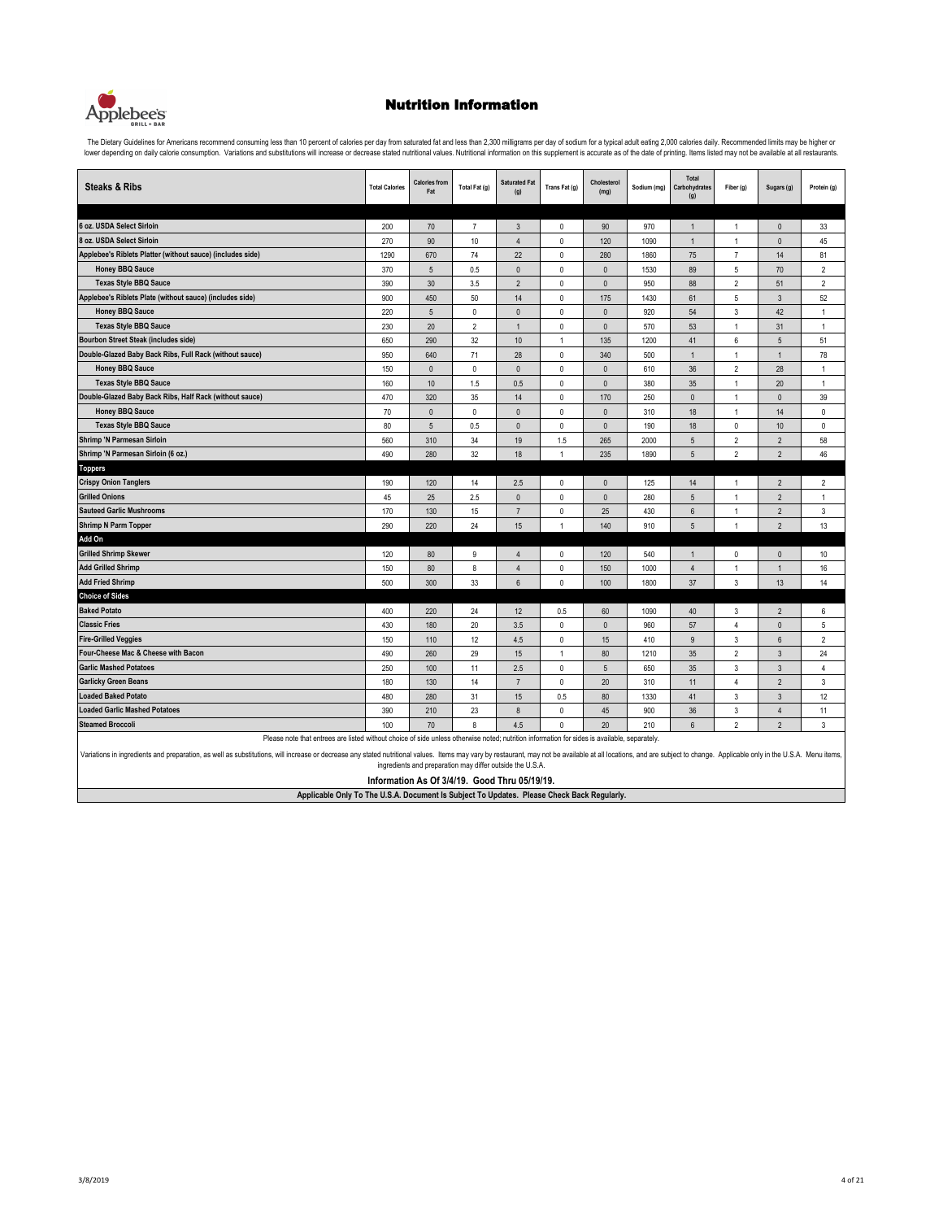# Nutrition Information

The Dietary Guidelines for Americans recommend consuming less than 10 percent of calories per day from saturated fat and less than 2,300 milligrams per day of sodium for a typical adult eating 2,000 calories daily. Recommended limits may be higher or lower depending on daily calorie consumption. Variations and substitutions will increase or decrease stated nutritional values. Nutritional information on this supplement is accurate as of the date of printing. Items listed may not be available at all restaurants.

| Steaks & Ribs | Total Calories | Calories from Fat | Total Fat (g) | Saturated Fat (g) | Trans Fat (g) | Cholesterol (mg) | Sodium (mg) | Total Carbohydrates (g) | Fiber (g) | Sugars (g) | Protein (g) |
|---|---|---|---|---|---|---|---|---|---|---|---|
| 6 oz. USDA Select Sirloin | 200 | 70 | 7 | 3 | 0 | 90 | 970 | 1 | 1 | 0 | 33 |
| 8 oz. USDA Select Sirloin | 270 | 90 | 10 | 4 | 0 | 120 | 1090 | 1 | 1 | 0 | 45 |
| Applebee's Riblets Platter (without sauce) (includes side) | 1290 | 670 | 74 | 22 | 0 | 280 | 1860 | 75 | 7 | 14 | 81 |
| Honey BBQ Sauce | 370 | 5 | 0.5 | 0 | 0 | 0 | 1530 | 89 | 5 | 70 | 2 |
| Texas Style BBQ Sauce | 390 | 30 | 3.5 | 2 | 0 | 0 | 950 | 88 | 2 | 51 | 2 |
| Applebee's Riblets Plate (without sauce) (includes side) | 900 | 450 | 50 | 14 | 0 | 175 | 1430 | 61 | 5 | 3 | 52 |
| Honey BBQ Sauce | 220 | 5 | 0 | 0 | 0 | 0 | 920 | 54 | 3 | 42 | 1 |
| Texas Style BBQ Sauce | 230 | 20 | 2 | 1 | 0 | 0 | 570 | 53 | 1 | 31 | 1 |
| Bourbon Street Steak (includes side) | 650 | 290 | 32 | 10 | 1 | 135 | 1200 | 41 | 6 | 5 | 51 |
| Double-Glazed Baby Back Ribs, Full Rack (without sauce) | 950 | 640 | 71 | 28 | 0 | 340 | 500 | 1 | 1 | 1 | 78 |
| Honey BBQ Sauce | 150 | 0 | 0 | 0 | 0 | 0 | 610 | 36 | 2 | 28 | 1 |
| Texas Style BBQ Sauce | 160 | 10 | 1.5 | 0.5 | 0 | 0 | 380 | 35 | 1 | 20 | 1 |
| Double-Glazed Baby Back Ribs, Half Rack (without sauce) | 470 | 320 | 35 | 14 | 0 | 170 | 250 | 0 | 1 | 0 | 39 |
| Honey BBQ Sauce | 70 | 0 | 0 | 0 | 0 | 0 | 310 | 18 | 1 | 14 | 0 |
| Texas Style BBQ Sauce | 80 | 5 | 0.5 | 0 | 0 | 0 | 190 | 18 | 0 | 10 | 0 |
| Shrimp 'N Parmesan Sirloin | 560 | 310 | 34 | 19 | 1.5 | 265 | 2000 | 5 | 2 | 2 | 58 |
| Shrimp 'N Parmesan Sirloin (6 oz.) | 490 | 280 | 32 | 18 | 1 | 235 | 1890 | 5 | 2 | 2 | 46 |
| **Toppers** | | | | | | | | | | | |
| Crispy Onion Tanglers | 190 | 120 | 14 | 2.5 | 0 | 0 | 125 | 14 | 1 | 2 | 2 |
| Grilled Onions | 45 | 25 | 2.5 | 0 | 0 | 0 | 280 | 5 | 1 | 2 | 1 |
| Sauteed Garlic Mushrooms | 170 | 130 | 15 | 7 | 0 | 25 | 430 | 6 | 1 | 2 | 3 |
| Shrimp N Parm Topper | 290 | 220 | 24 | 15 | 1 | 140 | 910 | 5 | 1 | 2 | 13 |
| **Add On** | | | | | | | | | | | |
| Grilled Shrimp Skewer | 120 | 80 | 9 | 4 | 0 | 120 | 540 | 1 | 0 | 0 | 10 |
| Add Grilled Shrimp | 150 | 80 | 8 | 4 | 0 | 150 | 1000 | 4 | 1 | 1 | 16 |
| Add Fried Shrimp | 500 | 300 | 33 | 6 | 0 | 100 | 1800 | 37 | 3 | 13 | 14 |
| **Choice of Sides** | | | | | | | | | | | |
| Baked Potato | 400 | 220 | 24 | 12 | 0.5 | 60 | 1090 | 40 | 3 | 2 | 6 |
| Classic Fries | 430 | 180 | 20 | 3.5 | 0 | 0 | 960 | 57 | 4 | 0 | 5 |
| Fire-Grilled Veggies | 150 | 110 | 12 | 4.5 | 0 | 15 | 410 | 9 | 3 | 6 | 2 |
| Four-Cheese Mac & Cheese with Bacon | 490 | 260 | 29 | 15 | 1 | 80 | 1210 | 35 | 2 | 3 | 24 |
| Garlic Mashed Potatoes | 250 | 100 | 11 | 2.5 | 0 | 5 | 650 | 35 | 3 | 3 | 4 |
| Garlicky Green Beans | 180 | 130 | 14 | 7 | 0 | 20 | 310 | 11 | 4 | 2 | 3 |
| Loaded Baked Potato | 480 | 280 | 31 | 15 | 0.5 | 80 | 1330 | 41 | 3 | 3 | 12 |
| Loaded Garlic Mashed Potatoes | 390 | 210 | 23 | 8 | 0 | 45 | 900 | 36 | 3 | 4 | 11 |
| Steamed Broccoli | 100 | 70 | 8 | 4.5 | 0 | 20 | 210 | 6 | 2 | 2 | 3 |

Please note that entrees are listed without choice of side unless otherwise noted; nutrition information for sides is available, separately.

Variations in ingredients and preparation, as well as substitutions, will increase or decrease any stated nutritional values. Items may vary by restaurant, may not be available at all locations, and are subject to change. Applicable only in the U.S.A. Menu items, ingredients and preparation may differ outside the U.S.A.

**Information As Of 3/4/19. Good Thru 05/19/19.**

**Applicable Only To The U.S.A. Document Is Subject To Updates. Please Check Back Regularly.**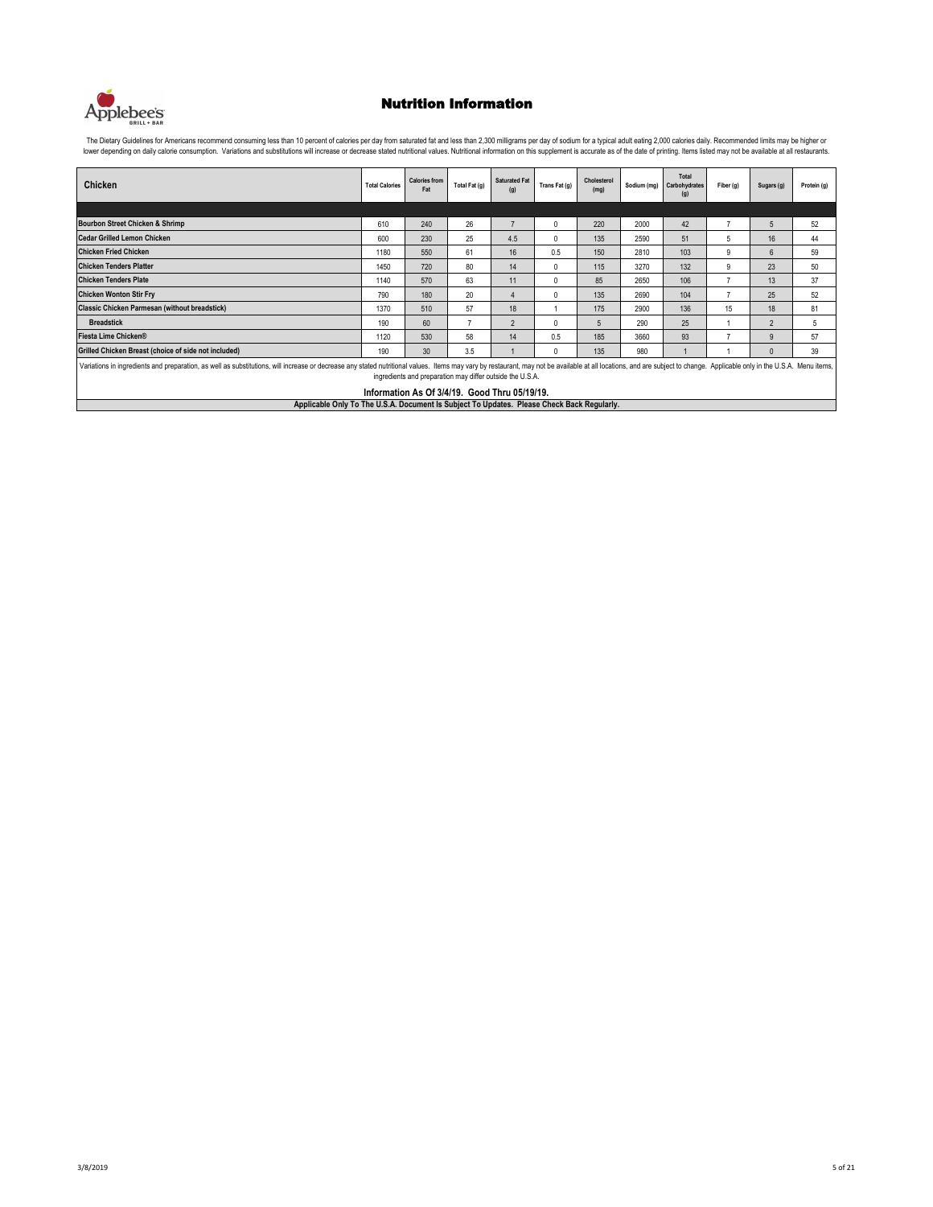# Nutrition Information

The Dietary Guidelines for Americans recommend consuming less than 10 percent of calories per day from saturated fat and less than 2,300 milligrams per day of sodium for a typical adult eating 2,000 calories daily. Recommended limits may be higher or lower depending on daily calorie consumption. Variations and substitutions will increase or decrease stated nutritional values. Nutritional information on this supplement is accurate as of the date of printing. Items listed may not be available at all restaurants.

| Chicken | Total Calories | Calories from Fat | Total Fat (g) | Saturated Fat (g) | Trans Fat (g) | Cholesterol (mg) | Sodium (mg) | Total Carbohydrates (g) | Fiber (g) | Sugars (g) | Protein (g) |
|---|---|---|---|---|---|---|---|---|---|---|---|
| **Bourbon Street Chicken & Shrimp** | 610 | 240 | 26 | 7 | 0 | 220 | 2000 | 42 | 7 | 5 | 52 |
| **Cedar Grilled Lemon Chicken** | 600 | 230 | 25 | 4.5 | 0 | 135 | 2590 | 51 | 5 | 16 | 44 |
| **Chicken Fried Chicken** | 1180 | 550 | 61 | 16 | 0.5 | 150 | 2810 | 103 | 9 | 6 | 59 |
| **Chicken Tenders Platter** | 1450 | 720 | 80 | 14 | 0 | 115 | 3270 | 132 | 9 | 23 | 50 |
| **Chicken Tenders Plate** | 1140 | 570 | 63 | 11 | 0 | 85 | 2650 | 106 | 7 | 13 | 37 |
| **Chicken Wonton Stir Fry** | 790 | 180 | 20 | 4 | 0 | 135 | 2690 | 104 | 7 | 25 | 52 |
| **Classic Chicken Parmesan (without breadstick)** | 1370 | 510 | 57 | 18 | 1 | 175 | 2900 | 136 | 15 | 18 | 81 |
| **Breadstick** | 190 | 60 | 7 | 2 | 0 | 5 | 290 | 25 | 1 | 2 | 5 |
| **Fiesta Lime Chicken®** | 1120 | 530 | 58 | 14 | 0.5 | 185 | 3660 | 93 | 7 | 9 | 57 |
| **Grilled Chicken Breast (choice of side not included)** | 190 | 30 | 3.5 | 1 | 0 | 135 | 980 | 1 | 1 | 0 | 39 |

Variations in ingredients and preparation, as well as substitutions, will increase or decrease any stated nutritional values. Items may vary by restaurant, may not be available at all locations, and are subject to change. Applicable only in the U.S.A. Menu items, ingredients and preparation may differ outside the U.S.A.

**Information As Of 3/4/19. Good Thru 05/19/19.**

**Applicable Only To The U.S.A. Document Is Subject To Updates. Please Check Back Regularly.**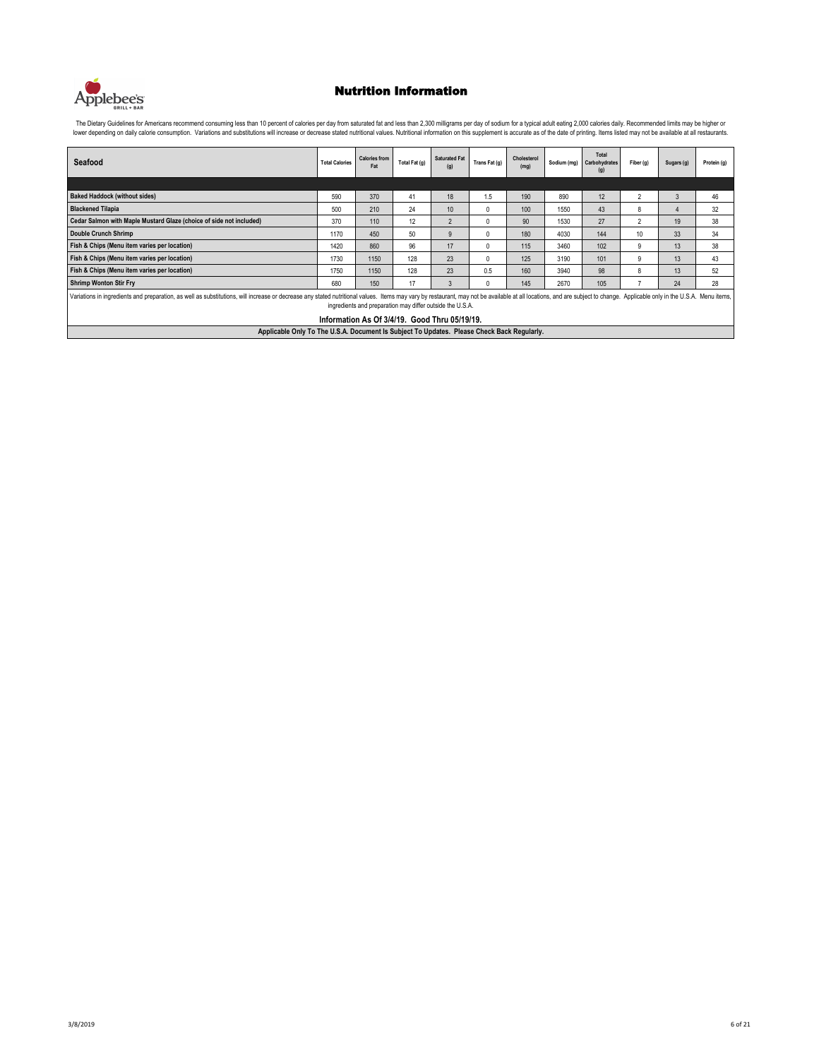# Nutrition Information

The Dietary Guidelines for Americans recommend consuming less than 10 percent of calories per day from saturated fat and less than 2,300 milligrams per day of sodium for a typical adult eating 2,000 calories daily. Recommended limits may be higher or lower depending on daily calorie consumption. Variations and substitutions will increase or decrease stated nutritional values. Nutritional information on this supplement is accurate as of the date of printing. Items listed may not be available at all restaurants.

| Seafood | Total Calories | Calories from Fat | Total Fat (g) | Saturated Fat (g) | Trans Fat (g) | Cholesterol (mg) | Sodium (mg) | Total Carbohydrates (g) | Fiber (g) | Sugars (g) | Protein (g) |
|---|---|---|---|---|---|---|---|---|---|---|---|
| **Baked Haddock (without sides)** | 590 | 370 | 41 | 18 | 1.5 | 190 | 890 | 12 | 2 | 3 | 46 |
| **Blackened Tilapia** | 500 | 210 | 24 | 10 | 0 | 100 | 1550 | 43 | 8 | 4 | 32 |
| **Cedar Salmon with Maple Mustard Glaze (choice of side not included)** | 370 | 110 | 12 | 2 | 0 | 90 | 1530 | 27 | 2 | 19 | 38 |
| **Double Crunch Shrimp** | 1170 | 450 | 50 | 9 | 0 | 180 | 4030 | 144 | 10 | 33 | 34 |
| **Fish & Chips (Menu item varies per location)** | 1420 | 860 | 96 | 17 | 0 | 115 | 3460 | 102 | 9 | 13 | 38 |
| **Fish & Chips (Menu item varies per location)** | 1730 | 1150 | 128 | 23 | 0 | 125 | 3190 | 101 | 9 | 13 | 43 |
| **Fish & Chips (Menu item varies per location)** | 1750 | 1150 | 128 | 23 | 0.5 | 160 | 3940 | 98 | 8 | 13 | 52 |
| **Shrimp Wonton Stir Fry** | 680 | 150 | 17 | 3 | 0 | 145 | 2670 | 105 | 7 | 24 | 28 |

Variations in ingredients and preparation, as well as substitutions, will increase or decrease any stated nutritional values. Items may vary by restaurant, may not be available at all locations, and are subject to change. Applicable only in the U.S.A. Menu items, ingredients and preparation may differ outside the U.S.A.

**Information As Of 3/4/19. Good Thru 05/19/19.**

**Applicable Only To The U.S.A. Document Is Subject To Updates. Please Check Back Regularly.**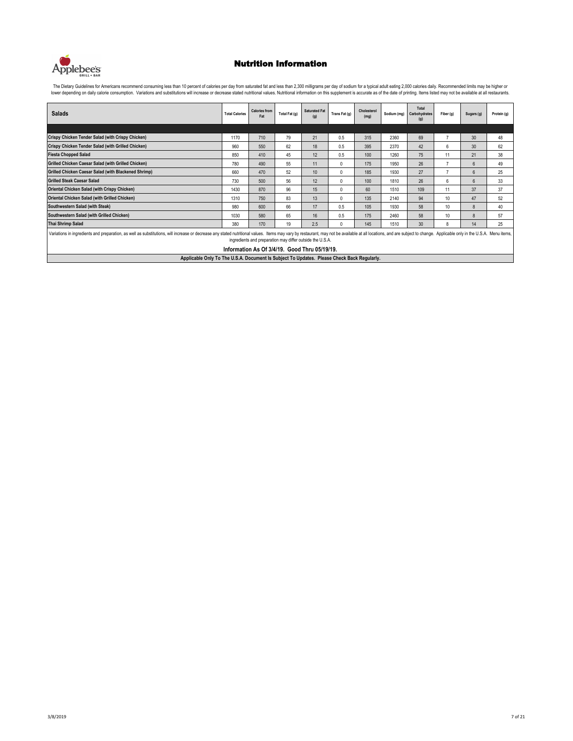# Nutrition Information

The Dietary Guidelines for Americans recommend consuming less than 10 percent of calories per day from saturated fat and less than 2,300 milligrams per day of sodium for a typical adult eating 2,000 calories daily. Recommended limits may be higher or lower depending on daily calorie consumption. Variations and substitutions will increase or decrease stated nutritional values. Nutritional information on this supplement is accurate as of the date of printing. Items listed may not be available at all restaurants.

| Salads | Total Calories | Calories from Fat | Total Fat (g) | Saturated Fat (g) | Trans Fat (g) | Cholesterol (mg) | Sodium (mg) | Total Carbohydrates (g) | Fiber (g) | Sugars (g) | Protein (g) |
|---|---|---|---|---|---|---|---|---|---|---|---|
| Crispy Chicken Tender Salad (with Crispy Chicken) | 1170 | 710 | 79 | 21 | 0.5 | 315 | 2360 | 69 | 7 | 30 | 48 |
| Crispy Chicken Tender Salad (with Grilled Chicken) | 960 | 550 | 62 | 18 | 0.5 | 395 | 2370 | 42 | 6 | 30 | 62 |
| Fiesta Chopped Salad | 850 | 410 | 45 | 12 | 0.5 | 100 | 1260 | 75 | 11 | 21 | 38 |
| Grilled Chicken Caesar Salad (with Grilled Chicken) | 780 | 490 | 55 | 11 | 0 | 175 | 1950 | 26 | 7 | 6 | 49 |
| Grilled Chicken Caesar Salad (with Blackened Shrimp) | 660 | 470 | 52 | 10 | 0 | 185 | 1930 | 27 | 7 | 6 | 25 |
| Grilled Steak Caesar Salad | 730 | 500 | 56 | 12 | 0 | 100 | 1810 | 26 | 6 | 6 | 33 |
| Oriental Chicken Salad (with Crispy Chicken) | 1430 | 870 | 96 | 15 | 0 | 60 | 1510 | 109 | 11 | 37 | 37 |
| Oriental Chicken Salad (with Grilled Chicken) | 1310 | 750 | 83 | 13 | 0 | 135 | 2140 | 94 | 10 | 47 | 52 |
| Southwestern Salad (with Steak) | 980 | 600 | 66 | 17 | 0.5 | 105 | 1930 | 58 | 10 | 8 | 40 |
| Southwestern Salad (with Grilled Chicken) | 1030 | 580 | 65 | 16 | 0.5 | 175 | 2460 | 58 | 10 | 8 | 57 |
| Thai Shrimp Salad | 380 | 170 | 19 | 2.5 | 0 | 145 | 1510 | 30 | 8 | 14 | 25 |

Variations in ingredients and preparation, as well as substitutions, will increase or decrease any stated nutritional values. Items may vary by restaurant, may not be available at all locations, and are subject to change. Applicable only in the U.S.A. Menu items, ingredients and preparation may differ outside the U.S.A.

**Information As Of 3/4/19. Good Thru 05/19/19.**

**Applicable Only To The U.S.A. Document Is Subject To Updates. Please Check Back Regularly.**

3/8/2019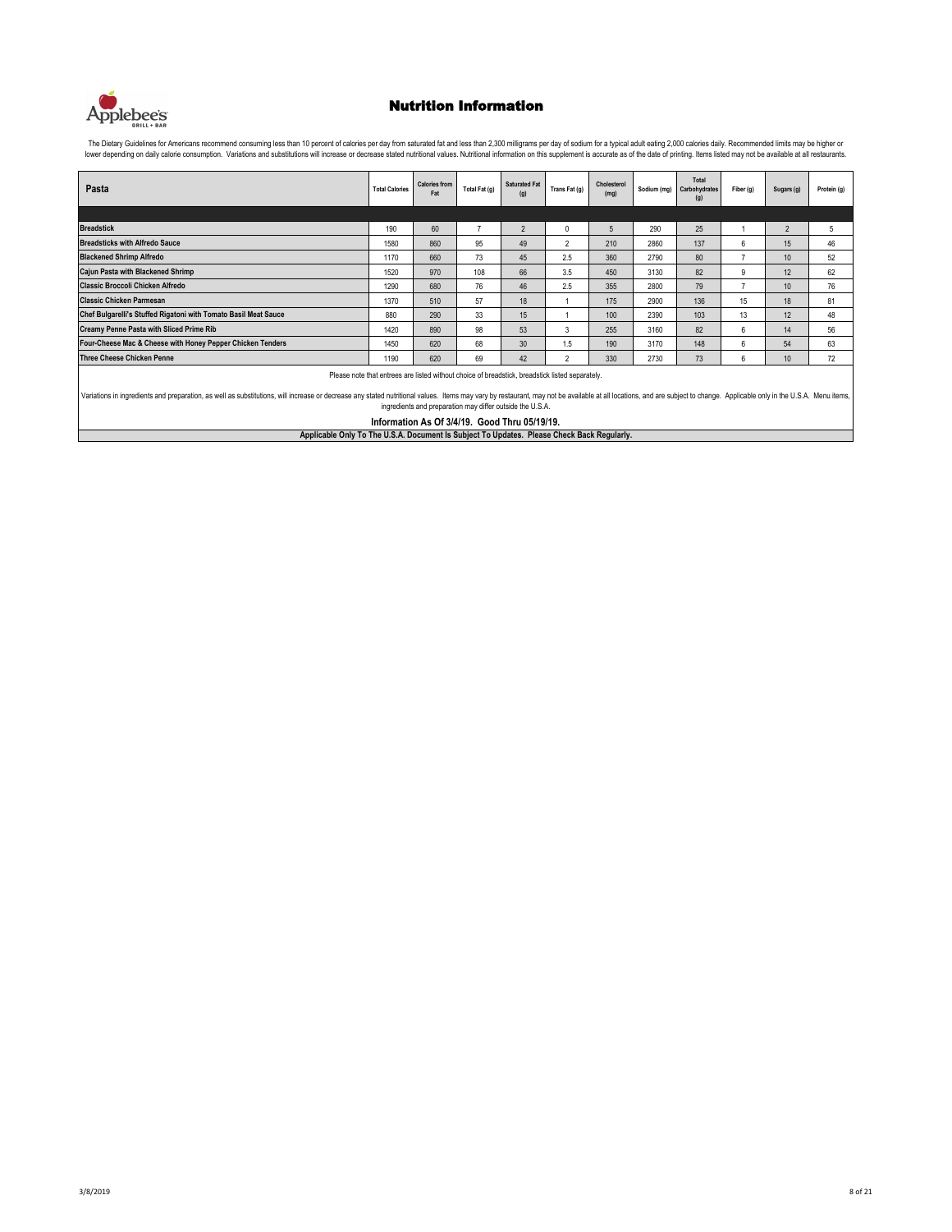# Nutrition Information

The Dietary Guidelines for Americans recommend consuming less than 10 percent of calories per day from saturated fat and less than 2,300 milligrams per day of sodium for a typical adult eating 2,000 calories daily. Recommended limits may be higher or lower depending on daily calorie consumption. Variations and substitutions will increase or decrease stated nutritional values. Nutritional information on this supplement is accurate as of the date of printing. Items listed may not be available at all restaurants.

| Pasta | Total Calories | Calories from Fat | Total Fat (g) | Saturated Fat (g) | Trans Fat (g) | Cholesterol (mg) | Sodium (mg) | Total Carbohydrates (g) | Fiber (g) | Sugars (g) | Protein (g) |
|---|---|---|---|---|---|---|---|---|---|---|---|
| **Breadstick** | 190 | 60 | 7 | 2 | 0 | 5 | 290 | 25 | 1 | 2 | 5 |
| **Breadsticks with Alfredo Sauce** | 1580 | 860 | 95 | 49 | 2 | 210 | 2860 | 137 | 6 | 15 | 46 |
| **Blackened Shrimp Alfredo** | 1170 | 660 | 73 | 45 | 2.5 | 360 | 2790 | 80 | 7 | 10 | 52 |
| **Cajun Pasta with Blackened Shrimp** | 1520 | 970 | 108 | 66 | 3.5 | 450 | 3130 | 82 | 9 | 12 | 62 |
| **Classic Broccoli Chicken Alfredo** | 1290 | 680 | 76 | 46 | 2.5 | 355 | 2800 | 79 | 7 | 10 | 76 |
| **Classic Chicken Parmesan** | 1370 | 510 | 57 | 18 | 1 | 175 | 2900 | 136 | 15 | 18 | 81 |
| **Chef Bulgarelli's Stuffed Rigatoni with Tomato Basil Meat Sauce** | 880 | 290 | 33 | 15 | 1 | 100 | 2390 | 103 | 13 | 12 | 48 |
| **Creamy Penne Pasta with Sliced Prime Rib** | 1420 | 890 | 98 | 53 | 3 | 255 | 3160 | 82 | 6 | 14 | 56 |
| **Four-Cheese Mac & Cheese with Honey Pepper Chicken Tenders** | 1450 | 620 | 68 | 30 | 1.5 | 190 | 3170 | 148 | 6 | 54 | 63 |
| **Three Cheese Chicken Penne** | 1190 | 620 | 69 | 42 | 2 | 330 | 2730 | 73 | 6 | 10 | 72 |

Please note that entrees are listed without choice of breadstick, breadstick listed separately.

Variations in ingredients and preparation, as well as substitutions, will increase or decrease any stated nutritional values. Items may vary by restaurant, may not be available at all locations, and are subject to change. Applicable only in the U.S.A. Menu items, ingredients and preparation may differ outside the U.S.A.

**Information As Of 3/4/19. Good Thru 05/19/19.**

**Applicable Only To The U.S.A. Document Is Subject To Updates. Please Check Back Regularly.**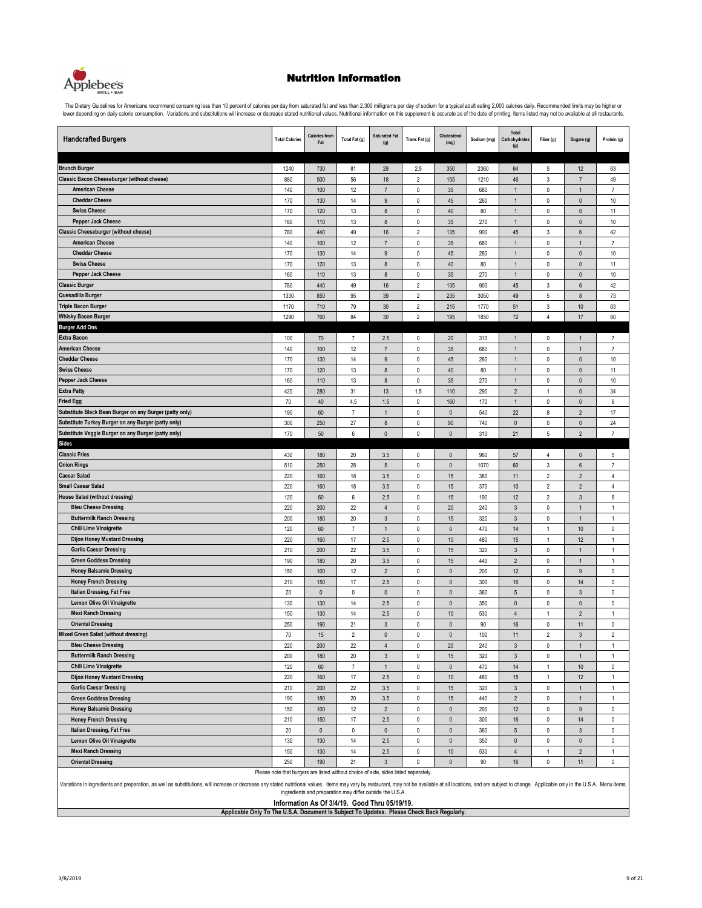# Nutrition Information

The Dietary Guidelines for Americans recommend consuming less than 10 percent of calories per day from saturated fat and less than 2,300 milligrams per day of sodium for a typical adult eating 2,000 calories daily. Recommended limits may be higher or lower depending on daily calorie consumption. Variations and substitutions will increase or decrease stated nutritional values. Nutritional information on this supplement is accurate as of the date of printing. Items listed may not be available at all restaurants.

| Handcrafted Burgers | Total Calories | Calories from Fat | Total Fat (g) | Saturated Fat (g) | Trans Fat (g) | Cholesterol (mg) | Sodium (mg) | Total Carbohydrates (g) | Fiber (g) | Sugars (g) | Protein (g) |
|---|---|---|---|---|---|---|---|---|---|---|---|
| Brunch Burger | 1240 | 730 | 81 | 29 | 2.5 | 350 | 2360 | 64 | 5 | 12 | 63 |
| Classic Bacon Cheeseburger (without cheese) | 880 | 500 | 56 | 18 | 2 | 155 | 1210 | 46 | 3 | 7 | 49 |
| American Cheese | 140 | 100 | 12 | 7 | 0 | 35 | 680 | 1 | 0 | 1 | 7 |
| Cheddar Cheese | 170 | 130 | 14 | 9 | 0 | 45 | 260 | 1 | 0 | 0 | 10 |
| Swiss Cheese | 170 | 120 | 13 | 8 | 0 | 40 | 80 | 1 | 0 | 0 | 11 |
| Pepper Jack Cheese | 160 | 110 | 13 | 8 | 0 | 35 | 270 | 1 | 0 | 0 | 10 |
| Classic Cheeseburger (without cheese) | 780 | 440 | 49 | 16 | 2 | 135 | 900 | 45 | 3 | 6 | 42 |
| American Cheese | 140 | 100 | 12 | 7 | 0 | 35 | 680 | 1 | 0 | 1 | 7 |
| Cheddar Cheese | 170 | 130 | 14 | 9 | 0 | 45 | 260 | 1 | 0 | 0 | 10 |
| Swiss Cheese | 170 | 120 | 13 | 8 | 0 | 40 | 80 | 1 | 0 | 0 | 11 |
| Pepper Jack Cheese | 160 | 110 | 13 | 8 | 0 | 35 | 270 | 1 | 0 | 0 | 10 |
| Classic Burger | 780 | 440 | 49 | 16 | 2 | 135 | 900 | 45 | 3 | 6 | 42 |
| Quesadilla Burger | 1330 | 850 | 95 | 39 | 2 | 235 | 3050 | 49 | 5 | 8 | 73 |
| Triple Bacon Burger | 1170 | 710 | 79 | 30 | 2 | 215 | 1770 | 51 | 3 | 10 | 63 |
| Whisky Bacon Burger | 1290 | 760 | 84 | 30 | 2 | 195 | 1850 | 72 | 4 | 17 | 60 |
| **Burger Add Ons** | | | | | | | | | | | |
| Extra Bacon | 100 | 70 | 7 | 2.5 | 0 | 20 | 310 | 1 | 0 | 1 | 7 |
| American Cheese | 140 | 100 | 12 | 7 | 0 | 35 | 680 | 1 | 0 | 1 | 7 |
| Cheddar Cheese | 170 | 130 | 14 | 9 | 0 | 45 | 260 | 1 | 0 | 0 | 10 |
| Swiss Cheese | 170 | 120 | 13 | 8 | 0 | 40 | 80 | 1 | 0 | 0 | 11 |
| Pepper Jack Cheese | 160 | 110 | 13 | 8 | 0 | 35 | 270 | 1 | 0 | 0 | 10 |
| Extra Patty | 420 | 280 | 31 | 13 | 1.5 | 110 | 290 | 2 | 1 | 0 | 34 |
| Fried Egg | 70 | 40 | 4.5 | 1.5 | 0 | 160 | 170 | 1 | 0 | 0 | 6 |
| Substitute Black Bean Burger on any Burger (patty only) | 190 | 60 | 7 | 1 | 0 | 0 | 540 | 22 | 8 | 2 | 17 |
| Substitute Turkey Burger on any Burger (patty only) | 300 | 250 | 27 | 8 | 0 | 90 | 740 | 0 | 0 | 0 | 24 |
| Substitute Veggie Burger on any Burger (patty only) | 170 | 50 | 6 | 0 | 0 | 0 | 310 | 21 | 5 | 2 | 7 |
| **Sides** | | | | | | | | | | | |
| Classic Fries | 430 | 180 | 20 | 3.5 | 0 | 0 | 960 | 57 | 4 | 0 | 5 |
| Onion Rings | 510 | 250 | 28 | 5 | 0 | 0 | 1070 | 60 | 3 | 6 | 7 |
| Caesar Salad | 220 | 160 | 18 | 3.5 | 0 | 15 | 380 | 11 | 2 | 2 | 4 |
| Small Caesar Salad | 220 | 160 | 18 | 3.5 | 0 | 15 | 370 | 10 | 2 | 2 | 4 |
| House Salad (without dressing) | 120 | 60 | 6 | 2.5 | 0 | 15 | 190 | 12 | 2 | 3 | 6 |
| Bleu Cheese Dressing | 220 | 200 | 22 | 4 | 0 | 20 | 240 | 3 | 0 | 1 | 1 |
| Buttermilk Ranch Dressing | 200 | 180 | 20 | 3 | 0 | 15 | 320 | 3 | 0 | 1 | 1 |
| Chili Lime Vinaigrette | 120 | 60 | 7 | 1 | 0 | 0 | 470 | 14 | 1 | 10 | 0 |
| Dijon Honey Mustard Dressing | 220 | 160 | 17 | 2.5 | 0 | 10 | 480 | 15 | 1 | 12 | 1 |
| Garlic Caesar Dressing | 210 | 200 | 22 | 3.5 | 0 | 15 | 320 | 3 | 0 | 1 | 1 |
| Green Goddess Dressing | 190 | 180 | 20 | 3.5 | 0 | 15 | 440 | 2 | 0 | 1 | 1 |
| Honey Balsamic Dressing | 150 | 100 | 12 | 2 | 0 | 0 | 200 | 12 | 0 | 9 | 0 |
| Honey French Dressing | 210 | 150 | 17 | 2.5 | 0 | 0 | 300 | 16 | 0 | 14 | 0 |
| Italian Dressing, Fat Free | 20 | 0 | 0 | 0 | 0 | 0 | 360 | 5 | 0 | 3 | 0 |
| Lemon Olive Oil Vinaigrette | 130 | 130 | 14 | 2.5 | 0 | 0 | 350 | 0 | 0 | 0 | 0 |
| Mexi Ranch Dressing | 150 | 130 | 14 | 2.5 | 0 | 10 | 530 | 4 | 1 | 2 | 1 |
| Oriental Dressing | 250 | 190 | 21 | 3 | 0 | 0 | 90 | 16 | 0 | 11 | 0 |
| Mixed Green Salad (without dressing) | 70 | 15 | 2 | 0 | 0 | 0 | 100 | 11 | 2 | 3 | 2 |
| Bleu Cheese Dressing | 220 | 200 | 22 | 4 | 0 | 20 | 240 | 3 | 0 | 1 | 1 |
| Buttermilk Ranch Dressing | 200 | 180 | 20 | 3 | 0 | 15 | 320 | 3 | 0 | 1 | 1 |
| Chili Lime Vinaigrette | 120 | 60 | 7 | 1 | 0 | 0 | 470 | 14 | 1 | 10 | 0 |
| Dijon Honey Mustard Dressing | 220 | 160 | 17 | 2.5 | 0 | 10 | 480 | 15 | 1 | 12 | 1 |
| Garlic Caesar Dressing | 210 | 200 | 22 | 3.5 | 0 | 15 | 320 | 3 | 0 | 1 | 1 |
| Green Goddess Dressing | 190 | 180 | 20 | 3.5 | 0 | 15 | 440 | 2 | 0 | 1 | 1 |
| Honey Balsamic Dressing | 150 | 100 | 12 | 2 | 0 | 0 | 200 | 12 | 0 | 9 | 0 |
| Honey French Dressing | 210 | 150 | 17 | 2.5 | 0 | 0 | 300 | 16 | 0 | 14 | 0 |
| Italian Dressing, Fat Free | 20 | 0 | 0 | 0 | 0 | 0 | 360 | 5 | 0 | 3 | 0 |
| Lemon Olive Oil Vinaigrette | 130 | 130 | 14 | 2.5 | 0 | 0 | 350 | 0 | 0 | 0 | 0 |
| Mexi Ranch Dressing | 150 | 130 | 14 | 2.5 | 0 | 10 | 530 | 4 | 1 | 2 | 1 |
| Oriental Dressing | 250 | 190 | 21 | 3 | 0 | 0 | 90 | 16 | 0 | 11 | 0 |

Please note that burgers are listed without choice of side, sides listed separately.

Variations in ingredients and preparation, as well as substitutions, will increase or decrease any stated nutritional values. Items may vary by restaurant, may not be available at all locations, and are subject to change. Applicable only in the U.S.A. Menu items, ingredients and preparation may differ outside the U.S.A.

**Information As Of 3/4/19. Good Thru 05/19/19.**

**Applicable Only To The U.S.A. Document Is Subject To Updates. Please Check Back Regularly.**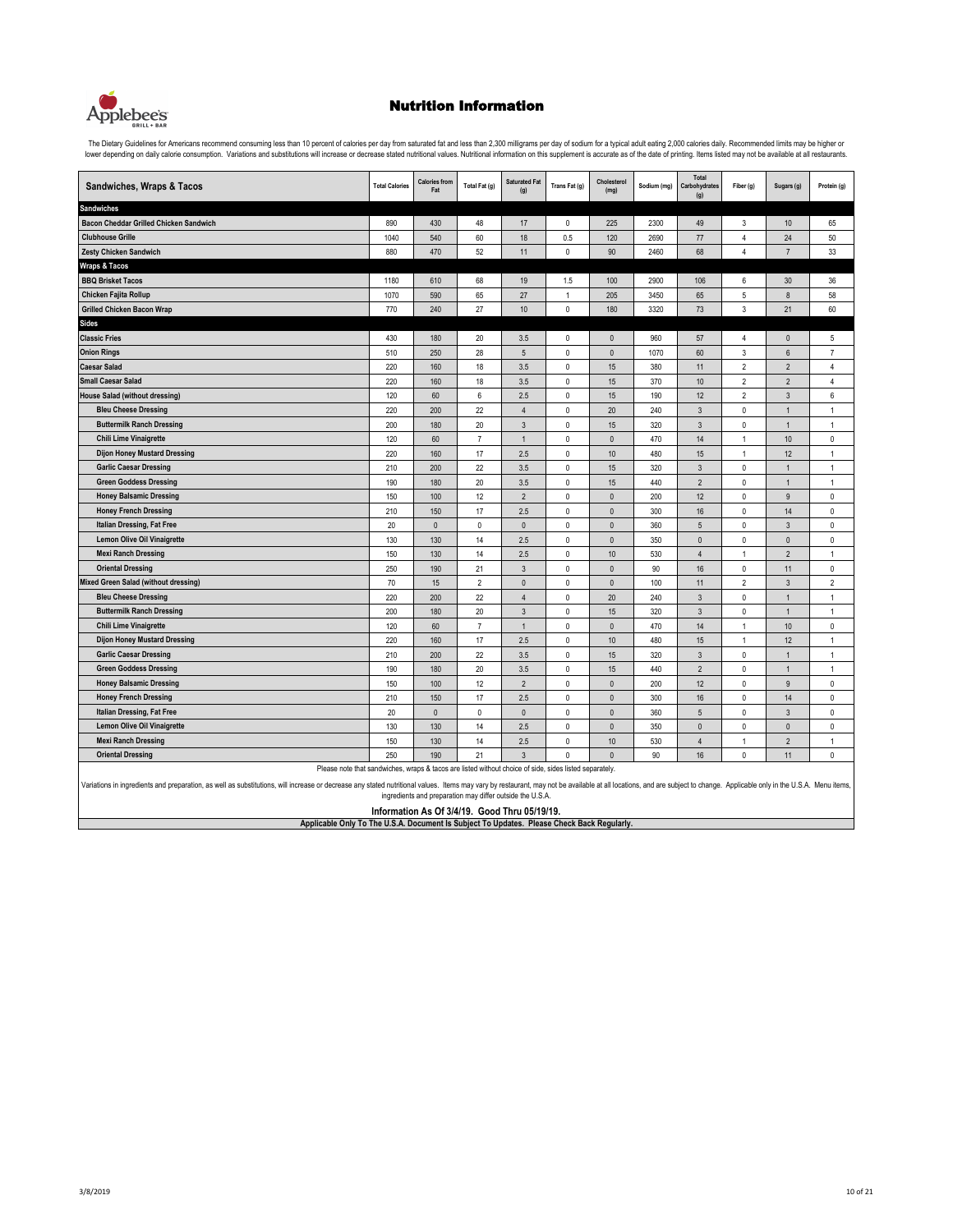# Nutrition Information

The Dietary Guidelines for Americans recommend consuming less than 10 percent of calories per day from saturated fat and less than 2,300 milligrams per day of sodium for a typical adult eating 2,000 calories daily. Recommended limits may be higher or lower depending on daily calorie consumption. Variations and substitutions will increase or decrease stated nutritional values. Nutritional information on this supplement is accurate as of the date of printing. Items listed may not be available at all restaurants.

| Sandwiches, Wraps & Tacos | Total Calories | Calories from Fat | Total Fat (g) | Saturated Fat (g) | Trans Fat (g) | Cholesterol (mg) | Sodium (mg) | Total Carbohydrates (g) | Fiber (g) | Sugars (g) | Protein (g) |
|---|---|---|---|---|---|---|---|---|---|---|---|
| **Sandwiches** | | | | | | | | | | | |
| Bacon Cheddar Grilled Chicken Sandwich | 890 | 430 | 48 | 17 | 0 | 225 | 2300 | 49 | 3 | 10 | 65 |
| Clubhouse Grille | 1040 | 540 | 60 | 18 | 0.5 | 120 | 2690 | 77 | 4 | 24 | 50 |
| Zesty Chicken Sandwich | 880 | 470 | 52 | 11 | 0 | 90 | 2460 | 68 | 4 | 7 | 33 |
| **Wraps & Tacos** | | | | | | | | | | | |
| BBQ Brisket Tacos | 1180 | 610 | 68 | 19 | 1.5 | 100 | 2900 | 106 | 6 | 30 | 36 |
| Chicken Fajita Rollup | 1070 | 590 | 65 | 27 | 1 | 205 | 3450 | 65 | 5 | 8 | 58 |
| Grilled Chicken Bacon Wrap | 770 | 240 | 27 | 10 | 0 | 180 | 3320 | 73 | 3 | 21 | 60 |
| **Sides** | | | | | | | | | | | |
| Classic Fries | 430 | 180 | 20 | 3.5 | 0 | 0 | 960 | 57 | 4 | 0 | 5 |
| Onion Rings | 510 | 250 | 28 | 5 | 0 | 0 | 1070 | 60 | 3 | 6 | 7 |
| Caesar Salad | 220 | 160 | 18 | 3.5 | 0 | 15 | 380 | 11 | 2 | 2 | 4 |
| Small Caesar Salad | 220 | 160 | 18 | 3.5 | 0 | 15 | 370 | 10 | 2 | 2 | 4 |
| House Salad (without dressing) | 120 | 60 | 6 | 2.5 | 0 | 15 | 190 | 12 | 2 | 3 | 6 |
| Bleu Cheese Dressing | 220 | 200 | 22 | 4 | 0 | 20 | 240 | 3 | 0 | 1 | 1 |
| Buttermilk Ranch Dressing | 200 | 180 | 20 | 3 | 0 | 15 | 320 | 3 | 0 | 1 | 1 |
| Chili Lime Vinaigrette | 120 | 60 | 7 | 1 | 0 | 0 | 470 | 14 | 1 | 10 | 0 |
| Dijon Honey Mustard Dressing | 220 | 160 | 17 | 2.5 | 0 | 10 | 480 | 15 | 1 | 12 | 1 |
| Garlic Caesar Dressing | 210 | 200 | 22 | 3.5 | 0 | 15 | 320 | 3 | 0 | 1 | 1 |
| Green Goddess Dressing | 190 | 180 | 20 | 3.5 | 0 | 15 | 440 | 2 | 0 | 1 | 1 |
| Honey Balsamic Dressing | 150 | 100 | 12 | 2 | 0 | 0 | 200 | 12 | 0 | 9 | 0 |
| Honey French Dressing | 210 | 150 | 17 | 2.5 | 0 | 0 | 300 | 16 | 0 | 14 | 0 |
| Italian Dressing, Fat Free | 20 | 0 | 0 | 0 | 0 | 0 | 360 | 5 | 0 | 3 | 0 |
| Lemon Olive Oil Vinaigrette | 130 | 130 | 14 | 2.5 | 0 | 0 | 350 | 0 | 0 | 0 | 0 |
| Mexi Ranch Dressing | 150 | 130 | 14 | 2.5 | 0 | 10 | 530 | 4 | 1 | 2 | 1 |
| Oriental Dressing | 250 | 190 | 21 | 3 | 0 | 0 | 90 | 16 | 0 | 11 | 0 |
| Mixed Green Salad (without dressing) | 70 | 15 | 2 | 0 | 0 | 0 | 100 | 11 | 2 | 3 | 2 |
| Bleu Cheese Dressing | 220 | 200 | 22 | 4 | 0 | 20 | 240 | 3 | 0 | 1 | 1 |
| Buttermilk Ranch Dressing | 200 | 180 | 20 | 3 | 0 | 15 | 320 | 3 | 0 | 1 | 1 |
| Chili Lime Vinaigrette | 120 | 60 | 7 | 1 | 0 | 0 | 470 | 14 | 1 | 10 | 0 |
| Dijon Honey Mustard Dressing | 220 | 160 | 17 | 2.5 | 0 | 10 | 480 | 15 | 1 | 12 | 1 |
| Garlic Caesar Dressing | 210 | 200 | 22 | 3.5 | 0 | 15 | 320 | 3 | 0 | 1 | 1 |
| Green Goddess Dressing | 190 | 180 | 20 | 3.5 | 0 | 15 | 440 | 2 | 0 | 1 | 1 |
| Honey Balsamic Dressing | 150 | 100 | 12 | 2 | 0 | 0 | 200 | 12 | 0 | 9 | 0 |
| Honey French Dressing | 210 | 150 | 17 | 2.5 | 0 | 0 | 300 | 16 | 0 | 14 | 0 |
| Italian Dressing, Fat Free | 20 | 0 | 0 | 0 | 0 | 0 | 360 | 5 | 0 | 3 | 0 |
| Lemon Olive Oil Vinaigrette | 130 | 130 | 14 | 2.5 | 0 | 0 | 350 | 0 | 0 | 0 | 0 |
| Mexi Ranch Dressing | 150 | 130 | 14 | 2.5 | 0 | 10 | 530 | 4 | 1 | 2 | 1 |
| Oriental Dressing | 250 | 190 | 21 | 3 | 0 | 0 | 90 | 16 | 0 | 11 | 0 |

Please note that sandwiches, wraps & tacos are listed without choice of side, sides listed separately.

Variations in ingredients and preparation, as well as substitutions, will increase or decrease any stated nutritional values. Items may vary by restaurant, may not be available at all locations, and are subject to change. Applicable only in the U.S.A. Menu items, ingredients and preparation may differ outside the U.S.A.

**Information As Of 3/4/19. Good Thru 05/19/19.**

**Applicable Only To The U.S.A. Document Is Subject To Updates. Please Check Back Regularly.**

3/8/2019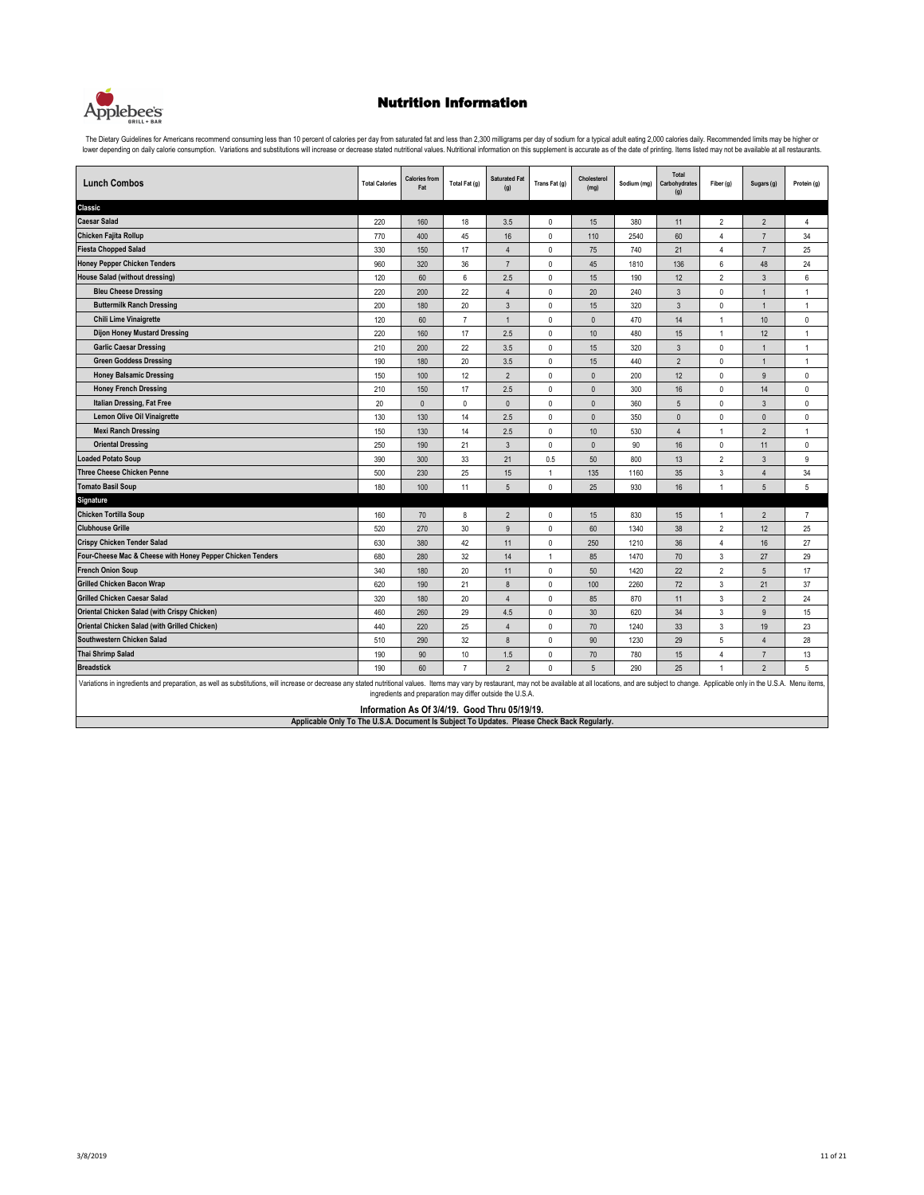# Nutrition Information

The Dietary Guidelines for Americans recommend consuming less than 10 percent of calories per day from saturated fat and less than 2,300 milligrams per day of sodium for a typical adult eating 2,000 calories daily. Recommended limits may be higher or lower depending on daily calorie consumption. Variations and substitutions will increase or decrease stated nutritional values. Nutritional information on this supplement is accurate as of the date of printing. Items listed may not be available at all restaurants.

| Lunch Combos | Total Calories | Calories from Fat | Total Fat (g) | Saturated Fat (g) | Trans Fat (g) | Cholesterol (mg) | Sodium (mg) | Total Carbohydrates (g) | Fiber (g) | Sugars (g) | Protein (g) |
|---|---|---|---|---|---|---|---|---|---|---|---|
| **Classic** | | | | | | | | | | | |
| Caesar Salad | 220 | 160 | 18 | 3.5 | 0 | 15 | 380 | 11 | 2 | 2 | 4 |
| Chicken Fajita Rollup | 770 | 400 | 45 | 16 | 0 | 110 | 2540 | 60 | 4 | 7 | 34 |
| Fiesta Chopped Salad | 330 | 150 | 17 | 4 | 0 | 75 | 740 | 21 | 4 | 7 | 25 |
| Honey Pepper Chicken Tenders | 960 | 320 | 36 | 7 | 0 | 45 | 1810 | 136 | 6 | 48 | 24 |
| House Salad (without dressing) | 120 | 60 | 6 | 2.5 | 0 | 15 | 190 | 12 | 2 | 3 | 6 |
| Bleu Cheese Dressing | 220 | 200 | 22 | 4 | 0 | 20 | 240 | 3 | 0 | 1 | 1 |
| Buttermilk Ranch Dressing | 200 | 180 | 20 | 3 | 0 | 15 | 320 | 3 | 0 | 1 | 1 |
| Chili Lime Vinaigrette | 120 | 60 | 7 | 1 | 0 | 0 | 470 | 14 | 1 | 10 | 0 |
| Dijon Honey Mustard Dressing | 220 | 160 | 17 | 2.5 | 0 | 10 | 480 | 15 | 1 | 12 | 1 |
| Garlic Caesar Dressing | 210 | 200 | 22 | 3.5 | 0 | 15 | 320 | 3 | 0 | 1 | 1 |
| Green Goddess Dressing | 190 | 180 | 20 | 3.5 | 0 | 15 | 440 | 2 | 0 | 1 | 1 |
| Honey Balsamic Dressing | 150 | 100 | 12 | 2 | 0 | 0 | 200 | 12 | 0 | 9 | 0 |
| Honey French Dressing | 210 | 150 | 17 | 2.5 | 0 | 0 | 300 | 16 | 0 | 14 | 0 |
| Italian Dressing, Fat Free | 20 | 0 | 0 | 0 | 0 | 0 | 360 | 5 | 0 | 3 | 0 |
| Lemon Olive Oil Vinaigrette | 130 | 130 | 14 | 2.5 | 0 | 0 | 350 | 0 | 0 | 0 | 0 |
| Mexi Ranch Dressing | 150 | 130 | 14 | 2.5 | 0 | 10 | 530 | 4 | 1 | 2 | 1 |
| Oriental Dressing | 250 | 190 | 21 | 3 | 0 | 0 | 90 | 16 | 0 | 11 | 0 |
| Loaded Potato Soup | 390 | 300 | 33 | 21 | 0.5 | 50 | 800 | 13 | 2 | 3 | 9 |
| Three Cheese Chicken Penne | 500 | 230 | 25 | 15 | 1 | 135 | 1160 | 35 | 3 | 4 | 34 |
| Tomato Basil Soup | 180 | 100 | 11 | 5 | 0 | 25 | 930 | 16 | 1 | 5 | 5 |
| **Signature** | | | | | | | | | | | |
| Chicken Tortilla Soup | 160 | 70 | 8 | 2 | 0 | 15 | 830 | 15 | 1 | 2 | 7 |
| Clubhouse Grille | 520 | 270 | 30 | 9 | 0 | 60 | 1340 | 38 | 2 | 12 | 25 |
| Crispy Chicken Tender Salad | 630 | 380 | 42 | 11 | 0 | 250 | 1210 | 36 | 4 | 16 | 27 |
| Four-Cheese Mac & Cheese with Honey Pepper Chicken Tenders | 680 | 280 | 32 | 14 | 1 | 85 | 1470 | 70 | 3 | 27 | 29 |
| French Onion Soup | 340 | 180 | 20 | 11 | 0 | 50 | 1420 | 22 | 2 | 5 | 17 |
| Grilled Chicken Bacon Wrap | 620 | 190 | 21 | 8 | 0 | 100 | 2260 | 72 | 3 | 21 | 37 |
| Grilled Chicken Caesar Salad | 320 | 180 | 20 | 4 | 0 | 85 | 870 | 11 | 3 | 2 | 24 |
| Oriental Chicken Salad (with Crispy Chicken) | 460 | 260 | 29 | 4.5 | 0 | 30 | 620 | 34 | 3 | 9 | 15 |
| Oriental Chicken Salad (with Grilled Chicken) | 440 | 220 | 25 | 4 | 0 | 70 | 1240 | 33 | 3 | 19 | 23 |
| Southwestern Chicken Salad | 510 | 290 | 32 | 8 | 0 | 90 | 1230 | 29 | 5 | 4 | 28 |
| Thai Shrimp Salad | 190 | 90 | 10 | 1.5 | 0 | 70 | 780 | 15 | 4 | 7 | 13 |
| Breadstick | 190 | 60 | 7 | 2 | 0 | 5 | 290 | 25 | 1 | 2 | 5 |

Variations in ingredients and preparation, as well as substitutions, will increase or decrease any stated nutritional values. Items may vary by restaurant, may not be available at all locations, and are subject to change. Applicable only in the U.S.A. Menu items, ingredients and preparation may differ outside the U.S.A.

**Information As Of 3/4/19. Good Thru 05/19/19.**

**Applicable Only To The U.S.A. Document Is Subject To Updates. Please Check Back Regularly.**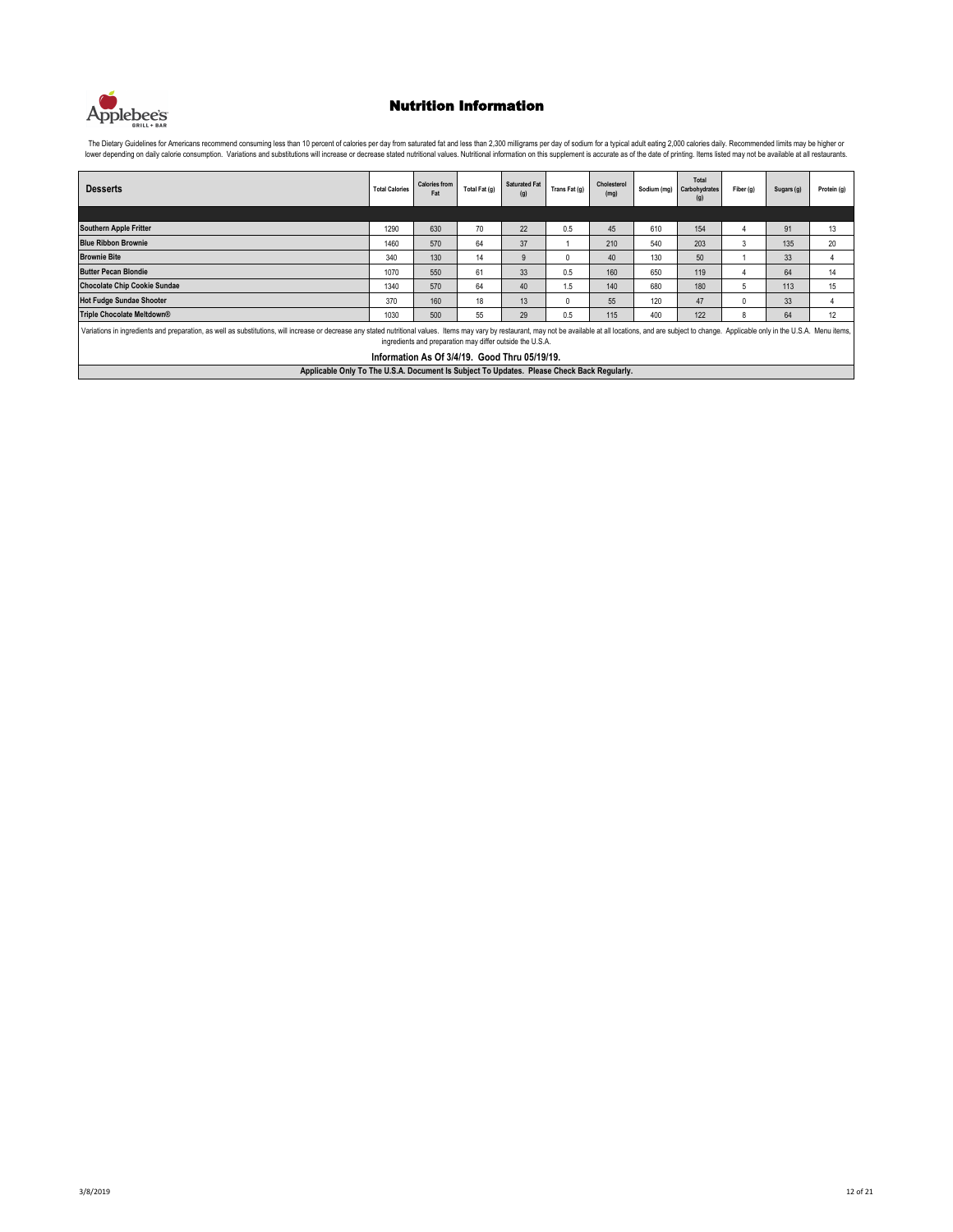# Nutrition Information

The Dietary Guidelines for Americans recommend consuming less than 10 percent of calories per day from saturated fat and less than 2,300 milligrams per day of sodium for a typical adult eating 2,000 calories daily. Recommended limits may be higher or lower depending on daily calorie consumption. Variations and substitutions will increase or decrease stated nutritional values. Nutritional information on this supplement is accurate as of the date of printing. Items listed may not be available at all restaurants.

| Desserts | Total Calories | Calories from Fat | Total Fat (g) | Saturated Fat (g) | Trans Fat (g) | Cholesterol (mg) | Sodium (mg) | Total Carbohydrates (g) | Fiber (g) | Sugars (g) | Protein (g) |
|---|---|---|---|---|---|---|---|---|---|---|---|
| Southern Apple Fritter | 1290 | 630 | 70 | 22 | 0.5 | 45 | 610 | 154 | 4 | 91 | 13 |
| Blue Ribbon Brownie | 1460 | 570 | 64 | 37 | 1 | 210 | 540 | 203 | 3 | 135 | 20 |
| Brownie Bite | 340 | 130 | 14 | 9 | 0 | 40 | 130 | 50 | 1 | 33 | 4 |
| Butter Pecan Blondie | 1070 | 550 | 61 | 33 | 0.5 | 160 | 650 | 119 | 4 | 64 | 14 |
| Chocolate Chip Cookie Sundae | 1340 | 570 | 64 | 40 | 1.5 | 140 | 680 | 180 | 5 | 113 | 15 |
| Hot Fudge Sundae Shooter | 370 | 160 | 18 | 13 | 0 | 55 | 120 | 47 | 0 | 33 | 4 |
| Triple Chocolate Meltdown® | 1030 | 500 | 55 | 29 | 0.5 | 115 | 400 | 122 | 8 | 64 | 12 |

Variations in ingredients and preparation, as well as substitutions, will increase or decrease any stated nutritional values. Items may vary by restaurant, may not be available at all locations, and are subject to change. Applicable only in the U.S.A. Menu items, ingredients and preparation may differ outside the U.S.A.

**Information As Of 3/4/19. Good Thru 05/19/19.**

**Applicable Only To The U.S.A. Document Is Subject To Updates. Please Check Back Regularly.**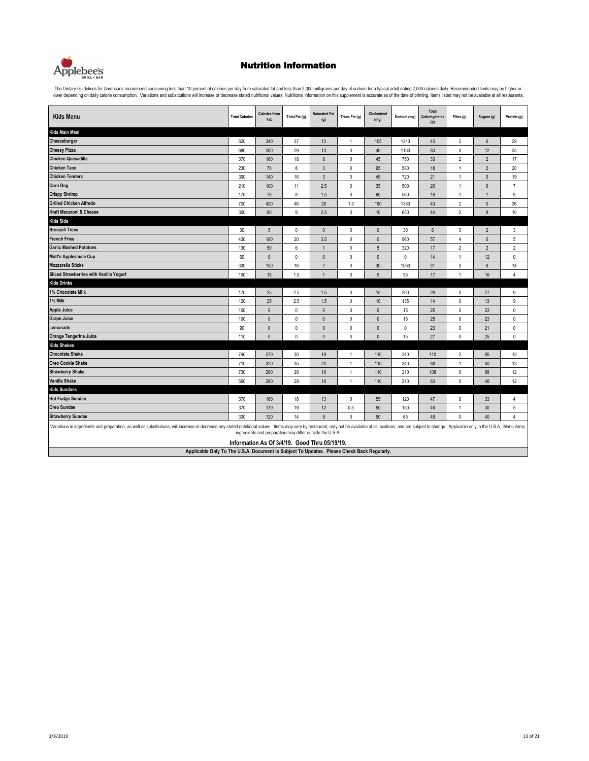# Nutrition Information

The Dietary Guidelines for Americans recommend consuming less than 10 percent of calories per day from saturated fat and less than 2,300 milligrams per day of sodium for a typical adult eating 2,000 calories daily. Recommended limits may be higher or lower depending on daily calorie consumption. Variations and substitutions will increase or decrease stated nutritional values. Nutritional information on this supplement is accurate as of the date of printing. Items listed may not be available at all restaurants.

| Kids Menu | Total Calories | Calories from Fat | Total Fat (g) | Saturated Fat (g) | Trans Fat (g) | Cholesterol (mg) | Sodium (mg) | Total Carbohydrates (g) | Fiber (g) | Sugars (g) | Protein (g) |
|---|---|---|---|---|---|---|---|---|---|---|---|
| **Kids Main Meal** | | | | | | | | | | | |
| Cheeseburger | 620 | 340 | 37 | 13 | 1 | 105 | 1210 | 43 | 2 | 6 | 29 |
| Cheesy Pizza | 680 | 260 | 29 | 13 | 0 | 40 | 1160 | 83 | 4 | 12 | 25 |
| Chicken Quesadilla | 370 | 160 | 18 | 8 | 0 | 45 | 750 | 33 | 2 | 2 | 17 |
| Chicken Taco | 230 | 70 | 8 | 3 | 0 | 65 | 580 | 18 | 1 | 2 | 20 |
| Chicken Tenders | 300 | 140 | 16 | 3 | 0 | 45 | 720 | 21 | 1 | 0 | 19 |
| Corn Dog | 210 | 100 | 11 | 2.5 | 0 | 35 | 500 | 20 | 1 | 6 | 7 |
| Crispy Shrimp | 170 | 70 | 8 | 1.5 | 0 | 60 | 560 | 16 | 1 | 1 | 9 |
| Grilled Chicken Alfredo | 720 | 420 | 46 | 28 | 1.5 | 190 | 1380 | 40 | 2 | 5 | 36 |
| Kraft Macaroni & Cheese | 300 | 80 | 9 | 2.5 | 0 | 10 | 650 | 44 | 2 | 8 | 10 |
| **Kids Side** | | | | | | | | | | | |
| Broccoli Trees | 30 | 5 | 0 | 0 | 0 | 0 | 30 | 6 | 3 | 2 | 3 |
| French Fries | 430 | 180 | 20 | 3.5 | 0 | 0 | 960 | 57 | 4 | 0 | 5 |
| Garlic Mashed Potatoes | 130 | 50 | 6 | 1 | 0 | 5 | 320 | 17 | 2 | 2 | 2 |
| Mott's Applesauce Cup | 60 | 0 | 0 | 0 | 0 | 0 | 0 | 14 | 1 | 12 | 0 |
| Mozzarella Sticks | 330 | 150 | 16 | 7 | 0 | 30 | 1060 | 31 | 3 | 6 | 14 |
| Sliced Strawberries with Vanilla Yogurt | 100 | 15 | 1.5 | 1 | 0 | 5 | 55 | 17 | 1 | 16 | 4 |
| **Kids Drinks** | | | | | | | | | | | |
| 1% Chocolate Milk | 170 | 25 | 2.5 | 1.5 | 0 | 15 | 200 | 28 | 0 | 27 | 9 |
| 1% Milk | 120 | 25 | 2.5 | 1.5 | 0 | 10 | 135 | 14 | 0 | 13 | 9 |
| Apple Juice | 100 | 0 | 0 | 0 | 0 | 0 | 15 | 25 | 0 | 23 | 0 |
| Grape Juice | 100 | 0 | 0 | 0 | 0 | 0 | 15 | 25 | 0 | 23 | 0 |
| Lemonade | 90 | 0 | 0 | 0 | 0 | 0 | 0 | 23 | 0 | 21 | 0 |
| Orange Tangerine Juice | 110 | 0 | 0 | 0 | 0 | 0 | 15 | 27 | 0 | 25 | 0 |
| **Kids Shakes** | | | | | | | | | | | |
| Chocolate Shake | 740 | 270 | 30 | 19 | 1 | 110 | 240 | 110 | 2 | 85 | 13 |
| Oreo Cookie Shake | 710 | 320 | 35 | 20 | 1 | 110 | 340 | 88 | 1 | 60 | 13 |
| Strawberry Shake | 730 | 260 | 29 | 18 | 1 | 110 | 210 | 108 | 0 | 88 | 12 |
| Vanilla Shake | 550 | 260 | 29 | 18 | 1 | 110 | 210 | 63 | 0 | 46 | 12 |
| **Kids Sundaes** | | | | | | | | | | | |
| Hot Fudge Sundae | 370 | 160 | 18 | 13 | 0 | 55 | 120 | 47 | 0 | 33 | 4 |
| Oreo Sundae | 370 | 170 | 19 | 12 | 0.5 | 50 | 150 | 46 | 1 | 30 | 5 |
| Strawberry Sundae | 330 | 120 | 14 | 9 | 0 | 50 | 65 | 48 | 0 | 40 | 4 |

Variations in ingredients and preparation, as well as substitutions, will increase or decrease any stated nutritional values. Items may vary by restaurant, may not be available at all locations, and are subject to change. Applicable only in the U.S.A. Menu items, ingredients and preparation may differ outside the U.S.A.

**Information As Of 3/4/19. Good Thru 05/19/19.**

**Applicable Only To The U.S.A. Document Is Subject To Updates. Please Check Back Regularly.**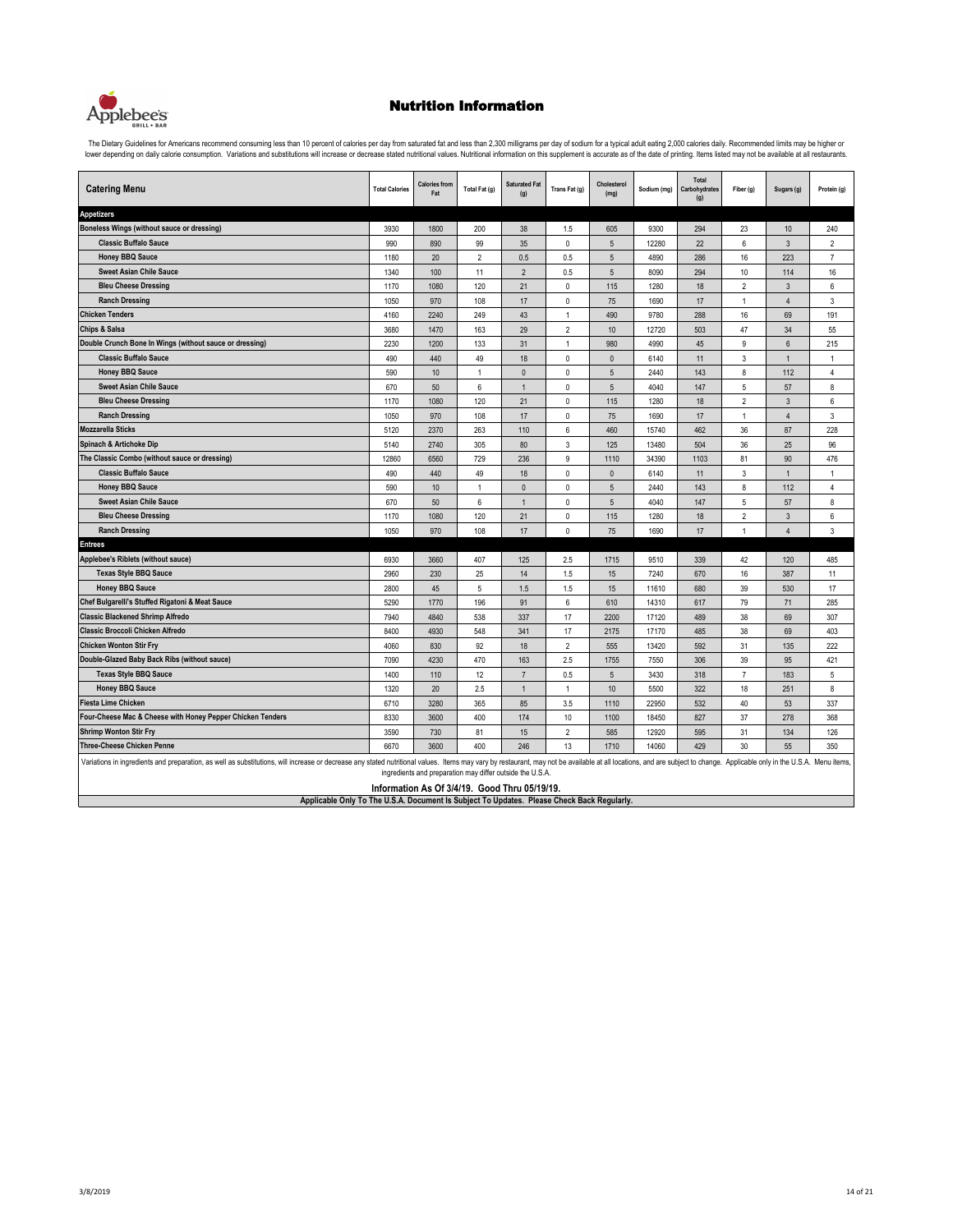# Nutrition Information

The Dietary Guidelines for Americans recommend consuming less than 10 percent of calories per day from saturated fat and less than 2,300 milligrams per day of sodium for a typical adult eating 2,000 calories daily. Recommended limits may be higher or lower depending on daily calorie consumption. Variations and substitutions will increase or decrease stated nutritional values. Nutritional information on this supplement is accurate as of the date of printing. Items listed may not be available at all restaurants.

| Catering Menu | Total Calories | Calories from Fat | Total Fat (g) | Saturated Fat (g) | Trans Fat (g) | Cholesterol (mg) | Sodium (mg) | Total Carbohydrates (g) | Fiber (g) | Sugars (g) | Protein (g) |
|---|---|---|---|---|---|---|---|---|---|---|---|
| **Appetizers** | | | | | | | | | | | |
| **Boneless Wings (without sauce or dressing)** | 3930 | 1800 | 200 | 38 | 1.5 | 605 | 9300 | 294 | 23 | 10 | 240 |
| **Classic Buffalo Sauce** | 990 | 890 | 99 | 35 | 0 | 5 | 12280 | 22 | 6 | 3 | 2 |
| **Honey BBQ Sauce** | 1180 | 20 | 2 | 0.5 | 0.5 | 5 | 4890 | 286 | 16 | 223 | 7 |
| **Sweet Asian Chile Sauce** | 1340 | 100 | 11 | 2 | 0.5 | 5 | 8090 | 294 | 10 | 114 | 16 |
| **Bleu Cheese Dressing** | 1170 | 1080 | 120 | 21 | 0 | 115 | 1280 | 18 | 2 | 3 | 6 |
| **Ranch Dressing** | 1050 | 970 | 108 | 17 | 0 | 75 | 1690 | 17 | 1 | 4 | 3 |
| **Chicken Tenders** | 4160 | 2240 | 249 | 43 | 1 | 490 | 9780 | 288 | 16 | 69 | 191 |
| **Chips & Salsa** | 3680 | 1470 | 163 | 29 | 2 | 10 | 12720 | 503 | 47 | 34 | 55 |
| **Double Crunch Bone In Wings (without sauce or dressing)** | 2230 | 1200 | 133 | 31 | 1 | 980 | 4990 | 45 | 9 | 6 | 215 |
| **Classic Buffalo Sauce** | 490 | 440 | 49 | 18 | 0 | 0 | 6140 | 11 | 3 | 1 | 1 |
| **Honey BBQ Sauce** | 590 | 10 | 1 | 0 | 0 | 5 | 2440 | 143 | 8 | 112 | 4 |
| **Sweet Asian Chile Sauce** | 670 | 50 | 6 | 1 | 0 | 5 | 4040 | 147 | 5 | 57 | 8 |
| **Bleu Cheese Dressing** | 1170 | 1080 | 120 | 21 | 0 | 115 | 1280 | 18 | 2 | 3 | 6 |
| **Ranch Dressing** | 1050 | 970 | 108 | 17 | 0 | 75 | 1690 | 17 | 1 | 4 | 3 |
| **Mozzarella Sticks** | 5120 | 2370 | 263 | 110 | 6 | 460 | 15740 | 462 | 36 | 87 | 228 |
| **Spinach & Artichoke Dip** | 5140 | 2740 | 305 | 80 | 3 | 125 | 13480 | 504 | 36 | 25 | 96 |
| **The Classic Combo (without sauce or dressing)** | 12860 | 6560 | 729 | 236 | 9 | 1110 | 34390 | 1103 | 81 | 90 | 476 |
| **Classic Buffalo Sauce** | 490 | 440 | 49 | 18 | 0 | 0 | 6140 | 11 | 3 | 1 | 1 |
| **Honey BBQ Sauce** | 590 | 10 | 1 | 0 | 0 | 5 | 2440 | 143 | 8 | 112 | 4 |
| **Sweet Asian Chile Sauce** | 670 | 50 | 6 | 1 | 0 | 5 | 4040 | 147 | 5 | 57 | 8 |
| **Bleu Cheese Dressing** | 1170 | 1080 | 120 | 21 | 0 | 115 | 1280 | 18 | 2 | 3 | 6 |
| **Ranch Dressing** | 1050 | 970 | 108 | 17 | 0 | 75 | 1690 | 17 | 1 | 4 | 3 |
| **Entrees** | | | | | | | | | | | |
| **Applebee's Riblets (without sauce)** | 6930 | 3660 | 407 | 125 | 2.5 | 1715 | 9510 | 339 | 42 | 120 | 485 |
| **Texas Style BBQ Sauce** | 2960 | 230 | 25 | 14 | 1.5 | 15 | 7240 | 670 | 16 | 387 | 11 |
| **Honey BBQ Sauce** | 2800 | 45 | 5 | 1.5 | 1.5 | 15 | 11610 | 680 | 39 | 530 | 17 |
| **Chef Bulgarelli's Stuffed Rigatoni & Meat Sauce** | 5290 | 1770 | 196 | 91 | 6 | 610 | 14310 | 617 | 79 | 71 | 285 |
| **Classic Blackened Shrimp Alfredo** | 7940 | 4840 | 538 | 337 | 17 | 2200 | 17120 | 489 | 38 | 69 | 307 |
| **Classic Broccoli Chicken Alfredo** | 8400 | 4930 | 548 | 341 | 17 | 2175 | 17170 | 485 | 38 | 69 | 403 |
| **Chicken Wonton Stir Fry** | 4060 | 830 | 92 | 18 | 2 | 555 | 13420 | 592 | 31 | 135 | 222 |
| **Double-Glazed Baby Back Ribs (without sauce)** | 7090 | 4230 | 470 | 163 | 2.5 | 1755 | 7550 | 306 | 39 | 95 | 421 |
| **Texas Style BBQ Sauce** | 1400 | 110 | 12 | 7 | 0.5 | 5 | 3430 | 318 | 7 | 183 | 5 |
| **Honey BBQ Sauce** | 1320 | 20 | 2.5 | 1 | 1 | 10 | 5500 | 322 | 18 | 251 | 8 |
| **Fiesta Lime Chicken** | 6710 | 3280 | 365 | 85 | 3.5 | 1110 | 22950 | 532 | 40 | 53 | 337 |
| **Four-Cheese Mac & Cheese with Honey Pepper Chicken Tenders** | 8330 | 3600 | 400 | 174 | 10 | 1100 | 18450 | 827 | 37 | 278 | 368 |
| **Shrimp Wonton Stir Fry** | 3590 | 730 | 81 | 15 | 2 | 585 | 12920 | 595 | 31 | 134 | 126 |
| **Three-Cheese Chicken Penne** | 6670 | 3600 | 400 | 246 | 13 | 1710 | 14060 | 429 | 30 | 55 | 350 |

Variations in ingredients and preparation, as well as substitutions, will increase or decrease any stated nutritional values. Items may vary by restaurant, may not be available at all locations, and are subject to change. Applicable only in the U.S.A. Menu items, ingredients and preparation may differ outside the U.S.A.

**Information As Of 3/4/19. Good Thru 05/19/19.**

**Applicable Only To The U.S.A. Document Is Subject To Updates. Please Check Back Regularly.**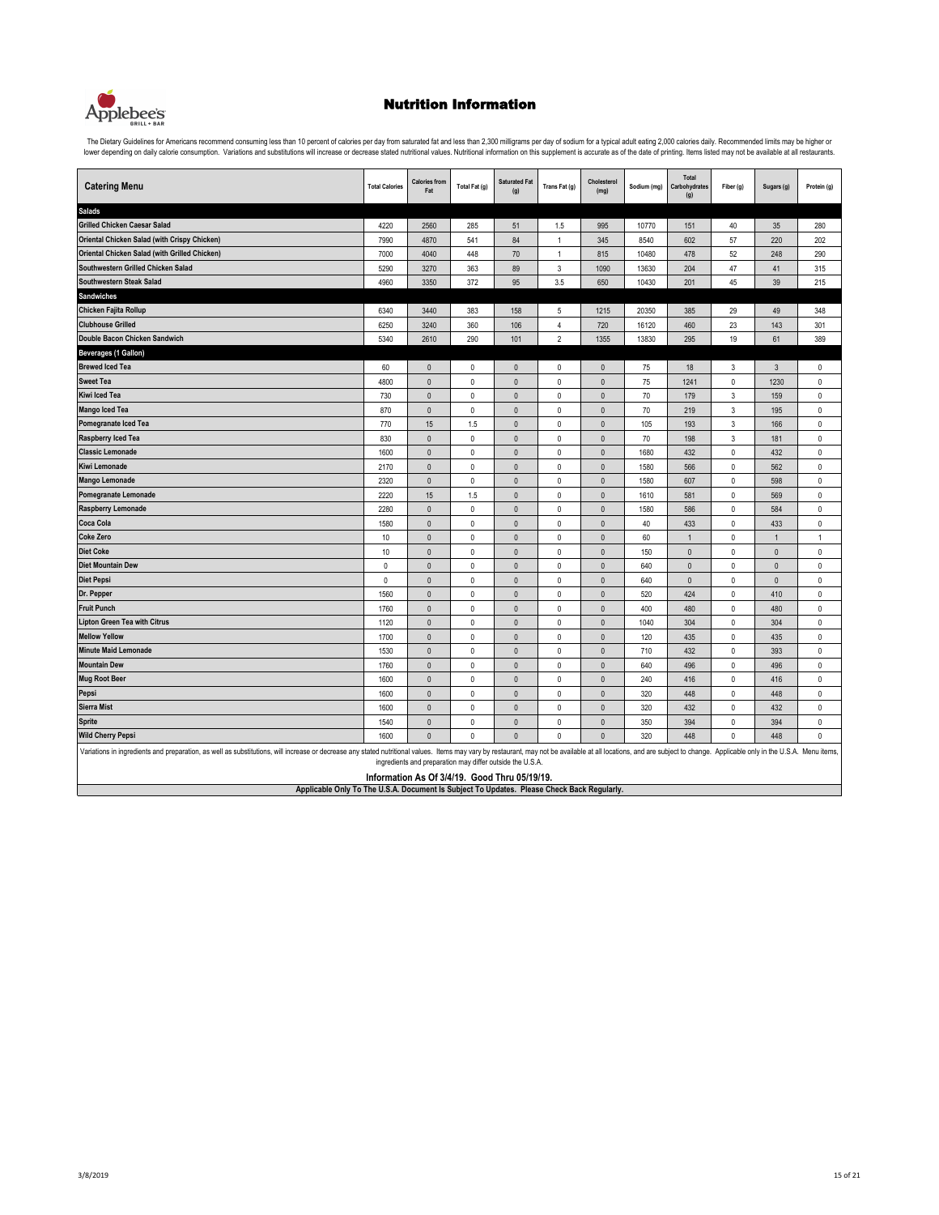# Nutrition Information

The Dietary Guidelines for Americans recommend consuming less than 10 percent of calories per day from saturated fat and less than 2,300 milligrams per day of sodium for a typical adult eating 2,000 calories daily. Recommended limits may be higher or lower depending on daily calorie consumption. Variations and substitutions will increase or decrease stated nutritional values. Nutritional information on this supplement is accurate as of the date of printing. Items listed may not be available at all restaurants.

| Catering Menu | Total Calories | Calories from Fat | Total Fat (g) | Saturated Fat (g) | Trans Fat (g) | Cholesterol (mg) | Sodium (mg) | Total Carbohydrates (g) | Fiber (g) | Sugars (g) | Protein (g) |
|---|---|---|---|---|---|---|---|---|---|---|---|
| **Salads** | | | | | | | | | | | |
| Grilled Chicken Caesar Salad | 4220 | 2560 | 285 | 51 | 1.5 | 995 | 10770 | 151 | 40 | 35 | 280 |
| Oriental Chicken Salad (with Crispy Chicken) | 7990 | 4870 | 541 | 84 | 1 | 345 | 8540 | 602 | 57 | 220 | 202 |
| Oriental Chicken Salad (with Grilled Chicken) | 7000 | 4040 | 448 | 70 | 1 | 815 | 10480 | 478 | 52 | 248 | 290 |
| Southwestern Grilled Chicken Salad | 5290 | 3270 | 363 | 89 | 3 | 1090 | 13630 | 204 | 47 | 41 | 315 |
| Southwestern Steak Salad | 4960 | 3350 | 372 | 95 | 3.5 | 650 | 10430 | 201 | 45 | 39 | 215 |
| **Sandwiches** | | | | | | | | | | | |
| Chicken Fajita Rollup | 6340 | 3440 | 383 | 158 | 5 | 1215 | 20350 | 385 | 29 | 49 | 348 |
| Clubhouse Grilled | 6250 | 3240 | 360 | 106 | 4 | 720 | 16120 | 460 | 23 | 143 | 301 |
| Double Bacon Chicken Sandwich | 5340 | 2610 | 290 | 101 | 2 | 1355 | 13830 | 295 | 19 | 61 | 389 |
| **Beverages (1 Gallon)** | | | | | | | | | | | |
| Brewed Iced Tea | 60 | 0 | 0 | 0 | 0 | 0 | 75 | 18 | 3 | 3 | 0 |
| Sweet Tea | 4800 | 0 | 0 | 0 | 0 | 0 | 75 | 1241 | 0 | 1230 | 0 |
| Kiwi Iced Tea | 730 | 0 | 0 | 0 | 0 | 0 | 70 | 179 | 3 | 159 | 0 |
| Mango Iced Tea | 870 | 0 | 0 | 0 | 0 | 0 | 70 | 219 | 3 | 195 | 0 |
| Pomegranate Iced Tea | 770 | 15 | 1.5 | 0 | 0 | 0 | 105 | 193 | 3 | 166 | 0 |
| Raspberry Iced Tea | 830 | 0 | 0 | 0 | 0 | 0 | 70 | 198 | 3 | 181 | 0 |
| Classic Lemonade | 1600 | 0 | 0 | 0 | 0 | 0 | 1680 | 432 | 0 | 432 | 0 |
| Kiwi Lemonade | 2170 | 0 | 0 | 0 | 0 | 0 | 1580 | 566 | 0 | 562 | 0 |
| Mango Lemonade | 2320 | 0 | 0 | 0 | 0 | 0 | 1580 | 607 | 0 | 598 | 0 |
| Pomegranate Lemonade | 2220 | 15 | 1.5 | 0 | 0 | 0 | 1610 | 581 | 0 | 569 | 0 |
| Raspberry Lemonade | 2280 | 0 | 0 | 0 | 0 | 0 | 1580 | 586 | 0 | 584 | 0 |
| Coca Cola | 1580 | 0 | 0 | 0 | 0 | 0 | 40 | 433 | 0 | 433 | 0 |
| Coke Zero | 10 | 0 | 0 | 0 | 0 | 0 | 60 | 1 | 0 | 1 | 1 |
| Diet Coke | 10 | 0 | 0 | 0 | 0 | 0 | 150 | 0 | 0 | 0 | 0 |
| Diet Mountain Dew | 0 | 0 | 0 | 0 | 0 | 0 | 640 | 0 | 0 | 0 | 0 |
| Diet Pepsi | 0 | 0 | 0 | 0 | 0 | 0 | 640 | 0 | 0 | 0 | 0 |
| Dr. Pepper | 1560 | 0 | 0 | 0 | 0 | 0 | 520 | 424 | 0 | 410 | 0 |
| Fruit Punch | 1760 | 0 | 0 | 0 | 0 | 0 | 400 | 480 | 0 | 480 | 0 |
| Lipton Green Tea with Citrus | 1120 | 0 | 0 | 0 | 0 | 0 | 1040 | 304 | 0 | 304 | 0 |
| Mellow Yellow | 1700 | 0 | 0 | 0 | 0 | 0 | 120 | 435 | 0 | 435 | 0 |
| Minute Maid Lemonade | 1530 | 0 | 0 | 0 | 0 | 0 | 710 | 432 | 0 | 393 | 0 |
| Mountain Dew | 1760 | 0 | 0 | 0 | 0 | 0 | 640 | 496 | 0 | 496 | 0 |
| Mug Root Beer | 1600 | 0 | 0 | 0 | 0 | 0 | 240 | 416 | 0 | 416 | 0 |
| Pepsi | 1600 | 0 | 0 | 0 | 0 | 0 | 320 | 448 | 0 | 448 | 0 |
| Sierra Mist | 1600 | 0 | 0 | 0 | 0 | 0 | 320 | 432 | 0 | 432 | 0 |
| Sprite | 1540 | 0 | 0 | 0 | 0 | 0 | 350 | 394 | 0 | 394 | 0 |
| Wild Cherry Pepsi | 1600 | 0 | 0 | 0 | 0 | 0 | 320 | 448 | 0 | 448 | 0 |

Variations in ingredients and preparation, as well as substitutions, will increase or decrease any stated nutritional values. Items may vary by restaurant, may not be available at all locations, and are subject to change. Applicable only in the U.S.A. Menu items, ingredients and preparation may differ outside the U.S.A.

**Information As Of 3/4/19. Good Thru 05/19/19.**

**Applicable Only To The U.S.A. Document Is Subject To Updates. Please Check Back Regularly.**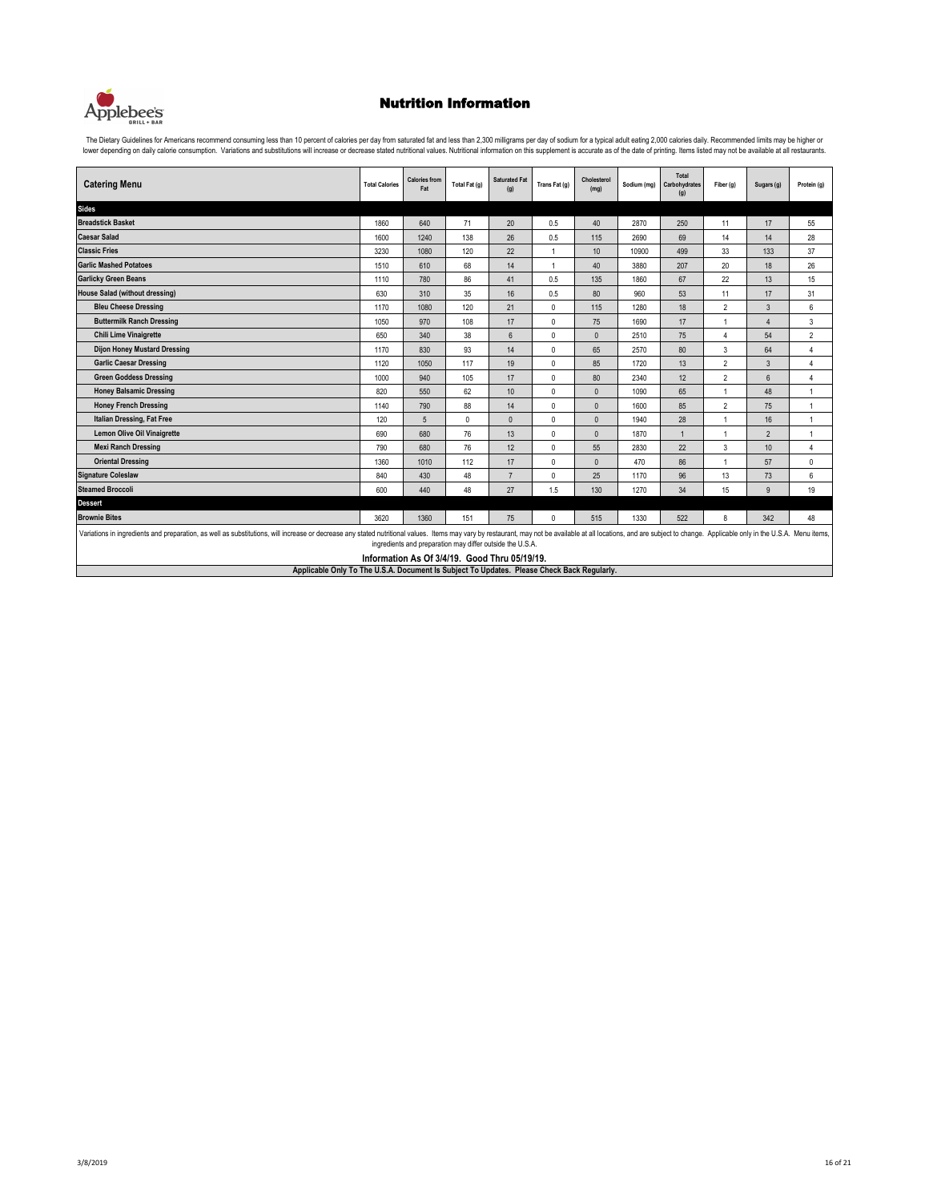# Nutrition Information

The Dietary Guidelines for Americans recommend consuming less than 10 percent of calories per day from saturated fat and less than 2,300 milligrams per day of sodium for a typical adult eating 2,000 calories daily. Recommended limits may be higher or lower depending on daily calorie consumption. Variations and substitutions will increase or decrease stated nutritional values. Nutritional information on this supplement is accurate as of the date of printing. Items listed may not be available at all restaurants.

| Catering Menu | Total Calories | Calories from Fat | Total Fat (g) | Saturated Fat (g) | Trans Fat (g) | Cholesterol (mg) | Sodium (mg) | Total Carbohydrates (g) | Fiber (g) | Sugars (g) | Protein (g) |
|---|---|---|---|---|---|---|---|---|---|---|---|
| **Sides** | | | | | | | | | | | |
| Breadstick Basket | 1860 | 640 | 71 | 20 | 0.5 | 40 | 2870 | 250 | 11 | 17 | 55 |
| Caesar Salad | 1600 | 1240 | 138 | 26 | 0.5 | 115 | 2690 | 69 | 14 | 14 | 28 |
| Classic Fries | 3230 | 1080 | 120 | 22 | 1 | 10 | 10900 | 499 | 33 | 133 | 37 |
| Garlic Mashed Potatoes | 1510 | 610 | 68 | 14 | 1 | 40 | 3880 | 207 | 20 | 18 | 26 |
| Garlicky Green Beans | 1110 | 780 | 86 | 41 | 0.5 | 135 | 1860 | 67 | 22 | 13 | 15 |
| House Salad (without dressing) | 630 | 310 | 35 | 16 | 0.5 | 80 | 960 | 53 | 11 | 17 | 31 |
| Bleu Cheese Dressing | 1170 | 1080 | 120 | 21 | 0 | 115 | 1280 | 18 | 2 | 3 | 6 |
| Buttermilk Ranch Dressing | 1050 | 970 | 108 | 17 | 0 | 75 | 1690 | 17 | 1 | 4 | 3 |
| Chili Lime Vinaigrette | 650 | 340 | 38 | 6 | 0 | 0 | 2510 | 75 | 4 | 54 | 2 |
| Dijon Honey Mustard Dressing | 1170 | 830 | 93 | 14 | 0 | 65 | 2570 | 80 | 3 | 64 | 4 |
| Garlic Caesar Dressing | 1120 | 1050 | 117 | 19 | 0 | 85 | 1720 | 13 | 2 | 3 | 4 |
| Green Goddess Dressing | 1000 | 940 | 105 | 17 | 0 | 80 | 2340 | 12 | 2 | 6 | 4 |
| Honey Balsamic Dressing | 820 | 550 | 62 | 10 | 0 | 0 | 1090 | 65 | 1 | 48 | 1 |
| Honey French Dressing | 1140 | 790 | 88 | 14 | 0 | 0 | 1600 | 85 | 2 | 75 | 1 |
| Italian Dressing, Fat Free | 120 | 5 | 0 | 0 | 0 | 0 | 1940 | 28 | 1 | 16 | 1 |
| Lemon Olive Oil Vinaigrette | 690 | 680 | 76 | 13 | 0 | 0 | 1870 | 1 | 1 | 2 | 1 |
| Mexi Ranch Dressing | 790 | 680 | 76 | 12 | 0 | 55 | 2830 | 22 | 3 | 10 | 4 |
| Oriental Dressing | 1360 | 1010 | 112 | 17 | 0 | 0 | 470 | 86 | 1 | 57 | 0 |
| Signature Coleslaw | 840 | 430 | 48 | 7 | 0 | 25 | 1170 | 96 | 13 | 73 | 6 |
| Steamed Broccoli | 600 | 440 | 48 | 27 | 1.5 | 130 | 1270 | 34 | 15 | 9 | 19 |
| **Dessert** | | | | | | | | | | | |
| Brownie Bites | 3620 | 1360 | 151 | 75 | 0 | 515 | 1330 | 522 | 8 | 342 | 48 |

Variations in ingredients and preparation, as well as substitutions, will increase or decrease any stated nutritional values. Items may vary by restaurant, may not be available at all locations, and are subject to change. Applicable only in the U.S.A. Menu items, ingredients and preparation may differ outside the U.S.A.

**Information As Of 3/4/19. Good Thru 05/19/19.**

**Applicable Only To The U.S.A. Document Is Subject To Updates. Please Check Back Regularly.**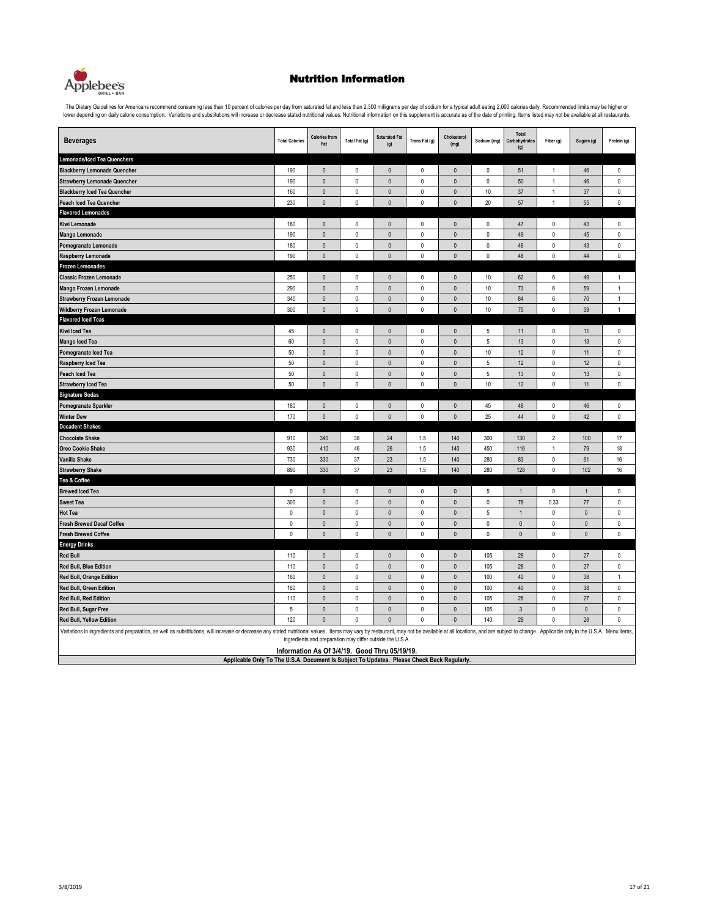# Nutrition Information

The Dietary Guidelines for Americans recommend consuming less than 10 percent of calories per day from saturated fat and less than 2,300 milligrams per day of sodium for a typical adult eating 2,000 calories daily. Recommended limits may be higher or lower depending on daily calorie consumption. Variations and substitutions will increase or decrease stated nutritional values. Nutritional information on this supplement is accurate as of the date of printing. Items listed may not be available at all restaurants.

| Beverages | Total Calories | Calories from Fat | Total Fat (g) | Saturated Fat (g) | Trans Fat (g) | Cholesterol (mg) | Sodium (mg) | Total Carbohydrates (g) | Fiber (g) | Sugars (g) | Protein (g) |
|---|---|---|---|---|---|---|---|---|---|---|---|
| **Lemonade/Iced Tea Quenchers** | | | | | | | | | | | |
| Blackberry Lemonade Quencher | 190 | 0 | 0 | 0 | 0 | 0 | 0 | 51 | 1 | 46 | 0 |
| Strawberry Lemonade Quencher | 190 | 0 | 0 | 0 | 0 | 0 | 0 | 50 | 1 | 46 | 0 |
| Blackberry Iced Tea Quencher | 160 | 0 | 0 | 0 | 0 | 0 | 10 | 37 | 1 | 37 | 0 |
| Peach Iced Tea Quencher | 230 | 0 | 0 | 0 | 0 | 0 | 20 | 57 | 1 | 55 | 0 |
| **Flavored Lemonades** | | | | | | | | | | | |
| Kiwi Lemonade | 180 | 0 | 0 | 0 | 0 | 0 | 0 | 47 | 0 | 43 | 0 |
| Mango Lemonade | 190 | 0 | 0 | 0 | 0 | 0 | 0 | 49 | 0 | 45 | 0 |
| Pomegranate Lemonade | 180 | 0 | 0 | 0 | 0 | 0 | 0 | 48 | 0 | 43 | 0 |
| Raspberry Lemonade | 190 | 0 | 0 | 0 | 0 | 0 | 0 | 48 | 0 | 44 | 0 |
| **Frozen Lemonades** | | | | | | | | | | | |
| Classic Frozen Lemonade | 250 | 0 | 0 | 0 | 0 | 0 | 10 | 62 | 6 | 49 | 1 |
| Mango Frozen Lemonade | 290 | 0 | 0 | 0 | 0 | 0 | 10 | 73 | 6 | 59 | 1 |
| Strawberry Frozen Lemonade | 340 | 0 | 0 | 0 | 0 | 0 | 10 | 84 | 6 | 70 | 1 |
| Wildberry Frozen Lemonade | 300 | 0 | 0 | 0 | 0 | 0 | 10 | 75 | 6 | 59 | 1 |
| **Flavored Iced Teas** | | | | | | | | | | | |
| Kiwi Iced Tea | 45 | 0 | 0 | 0 | 0 | 0 | 5 | 11 | 0 | 11 | 0 |
| Mango Iced Tea | 60 | 0 | 0 | 0 | 0 | 0 | 5 | 13 | 0 | 13 | 0 |
| Pomegranate Iced Tea | 50 | 0 | 0 | 0 | 0 | 0 | 10 | 12 | 0 | 11 | 0 |
| Raspberry Iced Tea | 50 | 0 | 0 | 0 | 0 | 0 | 5 | 12 | 0 | 12 | 0 |
| Peach Iced Tea | 50 | 0 | 0 | 0 | 0 | 0 | 5 | 13 | 0 | 13 | 0 |
| Strawberry Iced Tea | 50 | 0 | 0 | 0 | 0 | 0 | 10 | 12 | 0 | 11 | 0 |
| **Signature Sodas** | | | | | | | | | | | |
| Pomegranate Sparkler | 180 | 0 | 0 | 0 | 0 | 0 | 45 | 48 | 0 | 46 | 0 |
| Winter Dew | 170 | 0 | 0 | 0 | 0 | 0 | 25 | 44 | 0 | 42 | 0 |
| **Decadent Shakes** | | | | | | | | | | | |
| Chocolate Shake | 910 | 340 | 38 | 24 | 1.5 | 140 | 300 | 130 | 2 | 100 | 17 |
| Oreo Cookie Shake | 930 | 410 | 46 | 26 | 1.5 | 140 | 450 | 116 | 1 | 79 | 18 |
| Vanilla Shake | 730 | 330 | 37 | 23 | 1.5 | 140 | 280 | 83 | 0 | 61 | 16 |
| Strawberry Shake | 890 | 330 | 37 | 23 | 1.5 | 140 | 280 | 128 | 0 | 102 | 16 |
| **Tea & Coffee** | | | | | | | | | | | |
| Brewed Iced Tea | 0 | 0 | 0 | 0 | 0 | 0 | 5 | 1 | 0 | 1 | 0 |
| Sweet Tea | 300 | 0 | 0 | 0 | 0 | 0 | 0 | 78 | 0.33 | 77 | 0 |
| Hot Tea | 0 | 0 | 0 | 0 | 0 | 0 | 5 | 1 | 0 | 0 | 0 |
| Fresh Brewed Decaf Coffee | 0 | 0 | 0 | 0 | 0 | 0 | 0 | 0 | 0 | 0 | 0 |
| Fresh Brewed Coffee | 0 | 0 | 0 | 0 | 0 | 0 | 0 | 0 | 0 | 0 | 0 |
| **Energy Drinks** | | | | | | | | | | | |
| Red Bull | 110 | 0 | 0 | 0 | 0 | 0 | 105 | 28 | 0 | 27 | 0 |
| Red Bull, Blue Edition | 110 | 0 | 0 | 0 | 0 | 0 | 105 | 28 | 0 | 27 | 0 |
| Red Bull, Orange Edition | 160 | 0 | 0 | 0 | 0 | 0 | 100 | 40 | 0 | 38 | 1 |
| Red Bull, Green Edition | 160 | 0 | 0 | 0 | 0 | 0 | 100 | 40 | 0 | 38 | 0 |
| Red Bull, Red Edition | 110 | 0 | 0 | 0 | 0 | 0 | 105 | 28 | 0 | 27 | 0 |
| Red Bull, Sugar Free | 5 | 0 | 0 | 0 | 0 | 0 | 105 | 3 | 0 | 0 | 0 |
| Red Bull, Yellow Edition | 120 | 0 | 0 | 0 | 0 | 0 | 140 | 29 | 0 | 28 | 0 |

Variations in ingredients and preparation, as well as substitutions, will increase or decrease any stated nutritional values. Items may vary by restaurant, may not be available at all locations, and are subject to change. Applicable only in the U.S.A. Menu items, ingredients and preparation may differ outside the U.S.A.

**Information As Of 3/4/19. Good Thru 05/19/19.**

**Applicable Only To The U.S.A. Document Is Subject To Updates. Please Check Back Regularly.**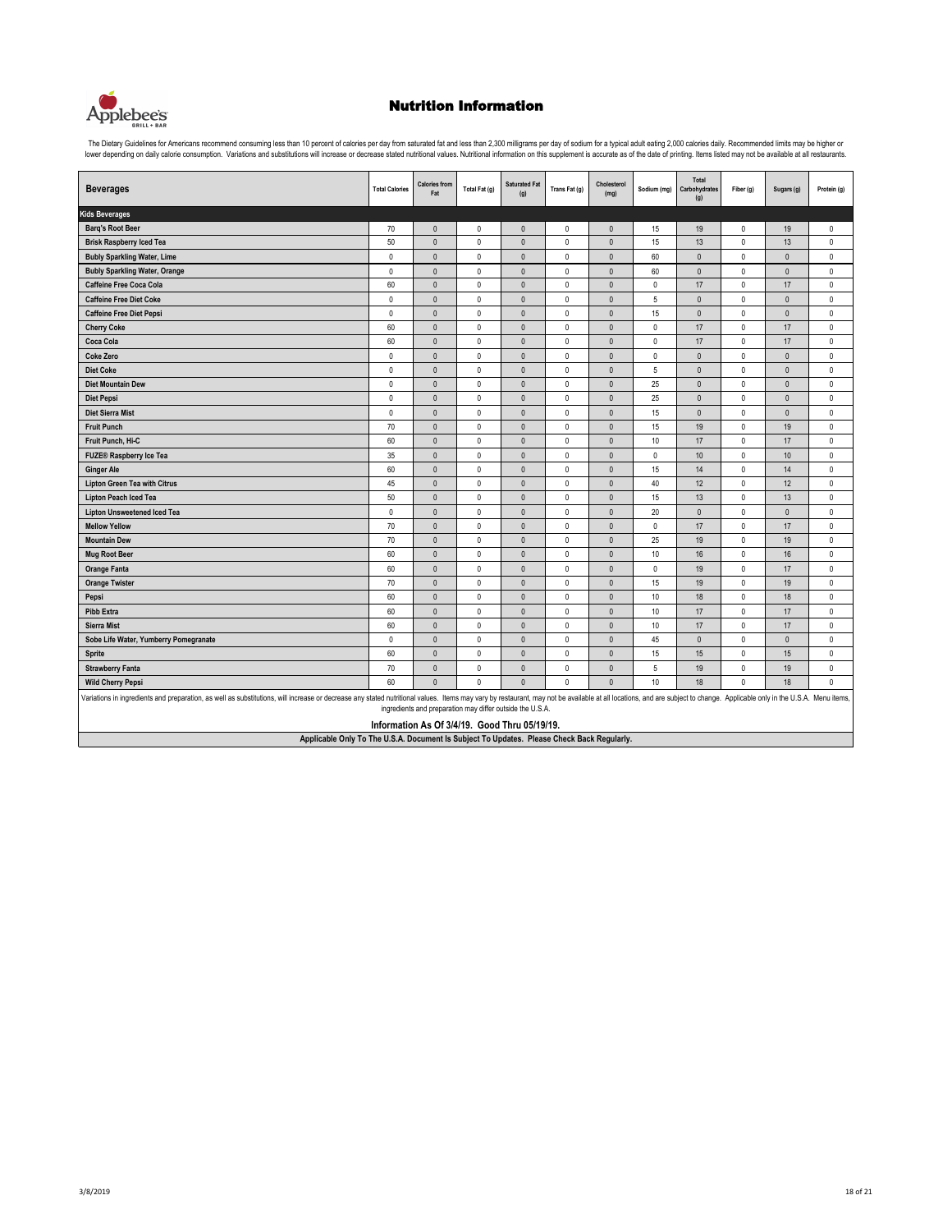# Nutrition Information

The Dietary Guidelines for Americans recommend consuming less than 10 percent of calories per day from saturated fat and less than 2,300 milligrams per day of sodium for a typical adult eating 2,000 calories daily. Recommended limits may be higher or lower depending on daily calorie consumption. Variations and substitutions will increase or decrease stated nutritional values. Nutritional information on this supplement is accurate as of the date of printing. Items listed may not be available at all restaurants.

| Beverages | Total Calories | Calories from Fat | Total Fat (g) | Saturated Fat (g) | Trans Fat (g) | Cholesterol (mg) | Sodium (mg) | Total Carbohydrates (g) | Fiber (g) | Sugars (g) | Protein (g) |
|---|---|---|---|---|---|---|---|---|---|---|---|
| **Kids Beverages** | | | | | | | | | | | |
| Barq's Root Beer | 70 | 0 | 0 | 0 | 0 | 0 | 15 | 19 | 0 | 19 | 0 |
| Brisk Raspberry Iced Tea | 50 | 0 | 0 | 0 | 0 | 0 | 15 | 13 | 0 | 13 | 0 |
| Bubly Sparkling Water, Lime | 0 | 0 | 0 | 0 | 0 | 0 | 60 | 0 | 0 | 0 | 0 |
| Bubly Sparkling Water, Orange | 0 | 0 | 0 | 0 | 0 | 0 | 60 | 0 | 0 | 0 | 0 |
| Caffeine Free Coca Cola | 60 | 0 | 0 | 0 | 0 | 0 | 0 | 17 | 0 | 17 | 0 |
| Caffeine Free Diet Coke | 0 | 0 | 0 | 0 | 0 | 0 | 5 | 0 | 0 | 0 | 0 |
| Caffeine Free Diet Pepsi | 0 | 0 | 0 | 0 | 0 | 0 | 15 | 0 | 0 | 0 | 0 |
| Cherry Coke | 60 | 0 | 0 | 0 | 0 | 0 | 0 | 17 | 0 | 17 | 0 |
| Coca Cola | 60 | 0 | 0 | 0 | 0 | 0 | 0 | 17 | 0 | 17 | 0 |
| Coke Zero | 0 | 0 | 0 | 0 | 0 | 0 | 0 | 0 | 0 | 0 | 0 |
| Diet Coke | 0 | 0 | 0 | 0 | 0 | 0 | 5 | 0 | 0 | 0 | 0 |
| Diet Mountain Dew | 0 | 0 | 0 | 0 | 0 | 0 | 25 | 0 | 0 | 0 | 0 |
| Diet Pepsi | 0 | 0 | 0 | 0 | 0 | 0 | 25 | 0 | 0 | 0 | 0 |
| Diet Sierra Mist | 0 | 0 | 0 | 0 | 0 | 0 | 15 | 0 | 0 | 0 | 0 |
| Fruit Punch | 70 | 0 | 0 | 0 | 0 | 0 | 15 | 19 | 0 | 19 | 0 |
| Fruit Punch, Hi-C | 60 | 0 | 0 | 0 | 0 | 0 | 10 | 17 | 0 | 17 | 0 |
| FUZE® Raspberry Ice Tea | 35 | 0 | 0 | 0 | 0 | 0 | 0 | 10 | 0 | 10 | 0 |
| Ginger Ale | 60 | 0 | 0 | 0 | 0 | 0 | 15 | 14 | 0 | 14 | 0 |
| Lipton Green Tea with Citrus | 45 | 0 | 0 | 0 | 0 | 0 | 40 | 12 | 0 | 12 | 0 |
| Lipton Peach Iced Tea | 50 | 0 | 0 | 0 | 0 | 0 | 15 | 13 | 0 | 13 | 0 |
| Lipton Unsweetened Iced Tea | 0 | 0 | 0 | 0 | 0 | 0 | 20 | 0 | 0 | 0 | 0 |
| Mellow Yellow | 70 | 0 | 0 | 0 | 0 | 0 | 0 | 17 | 0 | 17 | 0 |
| Mountain Dew | 70 | 0 | 0 | 0 | 0 | 0 | 25 | 19 | 0 | 19 | 0 |
| Mug Root Beer | 60 | 0 | 0 | 0 | 0 | 0 | 10 | 16 | 0 | 16 | 0 |
| Orange Fanta | 60 | 0 | 0 | 0 | 0 | 0 | 0 | 19 | 0 | 17 | 0 |
| Orange Twister | 70 | 0 | 0 | 0 | 0 | 0 | 15 | 19 | 0 | 19 | 0 |
| Pepsi | 60 | 0 | 0 | 0 | 0 | 0 | 10 | 18 | 0 | 18 | 0 |
| Pibb Extra | 60 | 0 | 0 | 0 | 0 | 0 | 10 | 17 | 0 | 17 | 0 |
| Sierra Mist | 60 | 0 | 0 | 0 | 0 | 0 | 10 | 17 | 0 | 17 | 0 |
| Sobe Life Water, Yumberry Pomegranate | 0 | 0 | 0 | 0 | 0 | 0 | 45 | 0 | 0 | 0 | 0 |
| Sprite | 60 | 0 | 0 | 0 | 0 | 0 | 15 | 15 | 0 | 15 | 0 |
| Strawberry Fanta | 70 | 0 | 0 | 0 | 0 | 0 | 5 | 19 | 0 | 19 | 0 |
| Wild Cherry Pepsi | 60 | 0 | 0 | 0 | 0 | 0 | 10 | 18 | 0 | 18 | 0 |

Variations in ingredients and preparation, as well as substitutions, will increase or decrease any stated nutritional values. Items may vary by restaurant, may not be available at all locations, and are subject to change. Applicable only in the U.S.A. Menu items, ingredients and preparation may differ outside the U.S.A.

**Information As Of 3/4/19. Good Thru 05/19/19.**

**Applicable Only To The U.S.A. Document Is Subject To Updates. Please Check Back Regularly.**

3/8/2019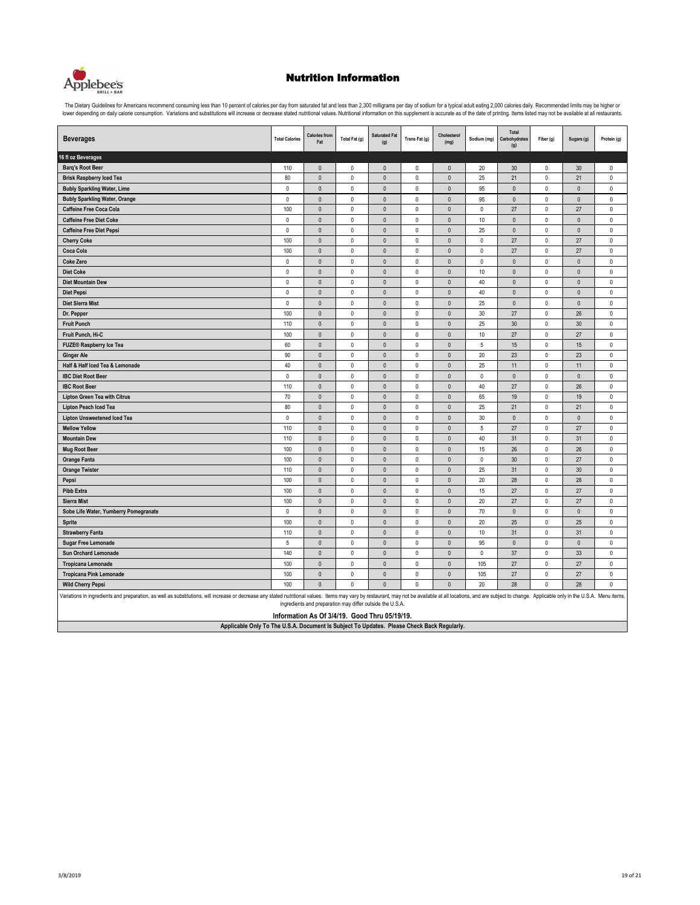# Nutrition Information

The Dietary Guidelines for Americans recommend consuming less than 10 percent of calories per day from saturated fat and less than 2,300 milligrams per day of sodium for a typical adult eating 2,000 calories daily. Recommended limits may be higher or lower depending on daily calorie consumption. Variations and substitutions will increase or decrease stated nutritional values. Nutritional information on this supplement is accurate as of the date of printing. Items listed may not be available at all restaurants.

| Beverages | Total Calories | Calories from Fat | Total Fat (g) | Saturated Fat (g) | Trans Fat (g) | Cholesterol (mg) | Sodium (mg) | Total Carbohydrates (g) | Fiber (g) | Sugars (g) | Protein (g) |
|---|---|---|---|---|---|---|---|---|---|---|---|
| **16 fl oz Beverages** | | | | | | | | | | | |
| Barq's Root Beer | 110 | 0 | 0 | 0 | 0 | 0 | 20 | 30 | 0 | 30 | 0 |
| Brisk Raspberry Iced Tea | 80 | 0 | 0 | 0 | 0 | 0 | 25 | 21 | 0 | 21 | 0 |
| Bubly Sparkling Water, Lime | 0 | 0 | 0 | 0 | 0 | 0 | 95 | 0 | 0 | 0 | 0 |
| Bubly Sparkling Water, Orange | 0 | 0 | 0 | 0 | 0 | 0 | 95 | 0 | 0 | 0 | 0 |
| Caffeine Free Coca Cola | 100 | 0 | 0 | 0 | 0 | 0 | 0 | 27 | 0 | 27 | 0 |
| Caffeine Free Diet Coke | 0 | 0 | 0 | 0 | 0 | 0 | 10 | 0 | 0 | 0 | 0 |
| Caffeine Free Diet Pepsi | 0 | 0 | 0 | 0 | 0 | 0 | 25 | 0 | 0 | 0 | 0 |
| Cherry Coke | 100 | 0 | 0 | 0 | 0 | 0 | 0 | 27 | 0 | 27 | 0 |
| Coca Cola | 100 | 0 | 0 | 0 | 0 | 0 | 0 | 27 | 0 | 27 | 0 |
| Coke Zero | 0 | 0 | 0 | 0 | 0 | 0 | 0 | 0 | 0 | 0 | 0 |
| Diet Coke | 0 | 0 | 0 | 0 | 0 | 0 | 10 | 0 | 0 | 0 | 0 |
| Diet Mountain Dew | 0 | 0 | 0 | 0 | 0 | 0 | 40 | 0 | 0 | 0 | 0 |
| Diet Pepsi | 0 | 0 | 0 | 0 | 0 | 0 | 40 | 0 | 0 | 0 | 0 |
| Diet Sierra Mist | 0 | 0 | 0 | 0 | 0 | 0 | 25 | 0 | 0 | 0 | 0 |
| Dr. Pepper | 100 | 0 | 0 | 0 | 0 | 0 | 30 | 27 | 0 | 26 | 0 |
| Fruit Punch | 110 | 0 | 0 | 0 | 0 | 0 | 25 | 30 | 0 | 30 | 0 |
| Fruit Punch, Hi-C | 100 | 0 | 0 | 0 | 0 | 0 | 10 | 27 | 0 | 27 | 0 |
| FUZE® Raspberry Ice Tea | 60 | 0 | 0 | 0 | 0 | 0 | 5 | 15 | 0 | 15 | 0 |
| Ginger Ale | 90 | 0 | 0 | 0 | 0 | 0 | 20 | 23 | 0 | 23 | 0 |
| Half & Half Iced Tea & Lemonade | 40 | 0 | 0 | 0 | 0 | 0 | 25 | 11 | 0 | 11 | 0 |
| IBC Diet Root Beer | 0 | 0 | 0 | 0 | 0 | 0 | 0 | 0 | 0 | 0 | 0 |
| IBC Root Beer | 110 | 0 | 0 | 0 | 0 | 0 | 40 | 27 | 0 | 26 | 0 |
| Lipton Green Tea with Citrus | 70 | 0 | 0 | 0 | 0 | 0 | 65 | 19 | 0 | 19 | 0 |
| Lipton Peach Iced Tea | 80 | 0 | 0 | 0 | 0 | 0 | 25 | 21 | 0 | 21 | 0 |
| Lipton Unsweetened Iced Tea | 0 | 0 | 0 | 0 | 0 | 0 | 30 | 0 | 0 | 0 | 0 |
| Mellow Yellow | 110 | 0 | 0 | 0 | 0 | 0 | 5 | 27 | 0 | 27 | 0 |
| Mountain Dew | 110 | 0 | 0 | 0 | 0 | 0 | 40 | 31 | 0 | 31 | 0 |
| Mug Root Beer | 100 | 0 | 0 | 0 | 0 | 0 | 15 | 26 | 0 | 26 | 0 |
| Orange Fanta | 100 | 0 | 0 | 0 | 0 | 0 | 0 | 30 | 0 | 27 | 0 |
| Orange Twister | 110 | 0 | 0 | 0 | 0 | 0 | 25 | 31 | 0 | 30 | 0 |
| Pepsi | 100 | 0 | 0 | 0 | 0 | 0 | 20 | 28 | 0 | 28 | 0 |
| Pibb Extra | 100 | 0 | 0 | 0 | 0 | 0 | 15 | 27 | 0 | 27 | 0 |
| Sierra Mist | 100 | 0 | 0 | 0 | 0 | 0 | 20 | 27 | 0 | 27 | 0 |
| Sobe Life Water, Yumberry Pomegranate | 0 | 0 | 0 | 0 | 0 | 0 | 70 | 0 | 0 | 0 | 0 |
| Sprite | 100 | 0 | 0 | 0 | 0 | 0 | 20 | 25 | 0 | 25 | 0 |
| Strawberry Fanta | 110 | 0 | 0 | 0 | 0 | 0 | 10 | 31 | 0 | 31 | 0 |
| Sugar Free Lemonade | 5 | 0 | 0 | 0 | 0 | 0 | 95 | 0 | 0 | 0 | 0 |
| Sun Orchard Lemonade | 140 | 0 | 0 | 0 | 0 | 0 | 0 | 37 | 0 | 33 | 0 |
| Tropicana Lemonade | 100 | 0 | 0 | 0 | 0 | 0 | 105 | 27 | 0 | 27 | 0 |
| Tropicana Pink Lemonade | 100 | 0 | 0 | 0 | 0 | 0 | 105 | 27 | 0 | 27 | 0 |
| Wild Cherry Pepsi | 100 | 0 | 0 | 0 | 0 | 0 | 20 | 28 | 0 | 28 | 0 |

Variations in ingredients and preparation, as well as substitutions, will increase or decrease any stated nutritional values. Items may vary by restaurant, may not be available at all locations, and are subject to change. Applicable only in the U.S.A. Menu items, ingredients and preparation may differ outside the U.S.A.

**Information As Of 3/4/19. Good Thru 05/19/19.**

**Applicable Only To The U.S.A. Document Is Subject To Updates. Please Check Back Regularly.**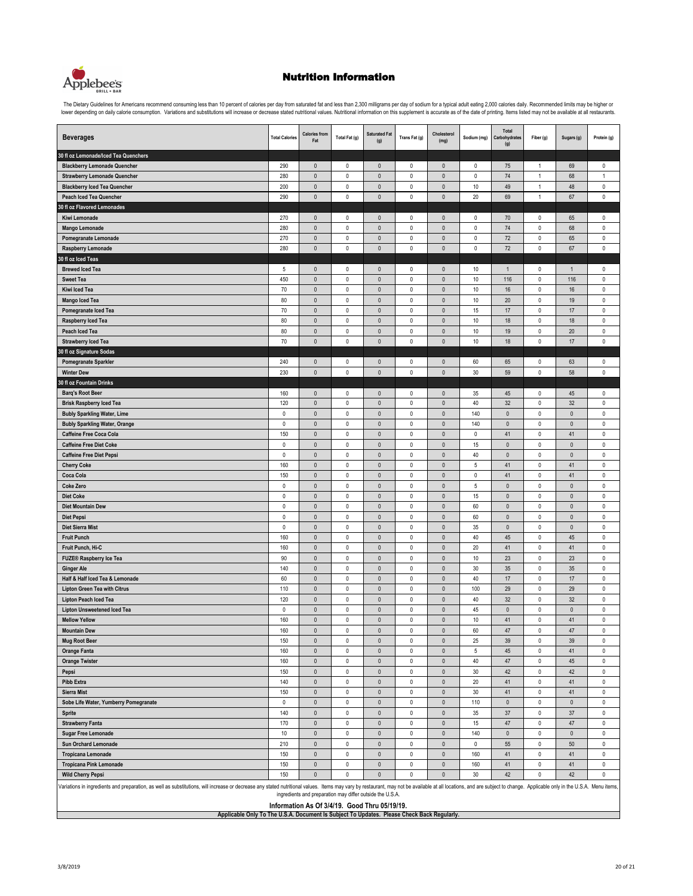Applebee's GRILL + BAR

# Nutrition Information

The Dietary Guidelines for Americans recommend consuming less than 10 percent of calories per day from saturated fat and less than 2,300 milligrams per day of sodium for a typical adult eating 2,000 calories daily. Recommended limits may be higher or lower depending on daily calorie consumption. Variations and substitutions will increase or decrease stated nutritional values. Nutritional information on this supplement is accurate as of the date of printing. Items listed may not be available at all restaurants.

| Beverages | Total Calories | Calories from Fat | Total Fat (g) | Saturated Fat (g) | Trans Fat (g) | Cholesterol (mg) | Sodium (mg) | Total Carbohydrates (g) | Fiber (g) | Sugars (g) | Protein (g) |
|---|---|---|---|---|---|---|---|---|---|---|---|
| **30 fl oz Lemonade/Iced Tea Quenchers** | | | | | | | | | | | |
| Blackberry Lemonade Quencher | 290 | 0 | 0 | 0 | 0 | 0 | 0 | 75 | 1 | 69 | 0 |
| Strawberry Lemonade Quencher | 280 | 0 | 0 | 0 | 0 | 0 | 0 | 74 | 1 | 68 | 1 |
| Blackberry Iced Tea Quencher | 200 | 0 | 0 | 0 | 0 | 0 | 10 | 49 | 1 | 48 | 0 |
| Peach Iced Tea Quencher | 290 | 0 | 0 | 0 | 0 | 0 | 20 | 69 | 1 | 67 | 0 |
| **30 fl oz Flavored Lemonades** | | | | | | | | | | | |
| Kiwi Lemonade | 270 | 0 | 0 | 0 | 0 | 0 | 0 | 70 | 0 | 65 | 0 |
| Mango Lemonade | 280 | 0 | 0 | 0 | 0 | 0 | 0 | 74 | 0 | 68 | 0 |
| Pomegranate Lemonade | 270 | 0 | 0 | 0 | 0 | 0 | 0 | 72 | 0 | 65 | 0 |
| Raspberry Lemonade | 280 | 0 | 0 | 0 | 0 | 0 | 0 | 72 | 0 | 67 | 0 |
| **30 fl oz Iced Teas** | | | | | | | | | | | |
| Brewed Iced Tea | 5 | 0 | 0 | 0 | 0 | 0 | 10 | 1 | 0 | 1 | 0 |
| Sweet Tea | 450 | 0 | 0 | 0 | 0 | 0 | 10 | 116 | 0 | 116 | 0 |
| Kiwi Iced Tea | 70 | 0 | 0 | 0 | 0 | 0 | 10 | 16 | 0 | 16 | 0 |
| Mango Iced Tea | 80 | 0 | 0 | 0 | 0 | 0 | 10 | 20 | 0 | 19 | 0 |
| Pomegranate Iced Tea | 70 | 0 | 0 | 0 | 0 | 0 | 15 | 17 | 0 | 17 | 0 |
| Raspberry Iced Tea | 80 | 0 | 0 | 0 | 0 | 0 | 10 | 18 | 0 | 18 | 0 |
| Peach Iced Tea | 80 | 0 | 0 | 0 | 0 | 0 | 10 | 19 | 0 | 20 | 0 |
| Strawberry Iced Tea | 70 | 0 | 0 | 0 | 0 | 0 | 10 | 18 | 0 | 17 | 0 |
| **30 fl oz Signature Sodas** | | | | | | | | | | | |
| Pomegranate Sparkler | 240 | 0 | 0 | 0 | 0 | 0 | 60 | 65 | 0 | 63 | 0 |
| Winter Dew | 230 | 0 | 0 | 0 | 0 | 0 | 30 | 59 | 0 | 58 | 0 |
| **30 fl oz Fountain Drinks** | | | | | | | | | | | |
| Barq's Root Beer | 160 | 0 | 0 | 0 | 0 | 0 | 35 | 45 | 0 | 45 | 0 |
| Brisk Raspberry Iced Tea | 120 | 0 | 0 | 0 | 0 | 0 | 40 | 32 | 0 | 32 | 0 |
| Bubly Sparkling Water, Lime | 0 | 0 | 0 | 0 | 0 | 0 | 140 | 0 | 0 | 0 | 0 |
| Bubly Sparkling Water, Orange | 0 | 0 | 0 | 0 | 0 | 0 | 140 | 0 | 0 | 0 | 0 |
| Caffeine Free Coca Cola | 150 | 0 | 0 | 0 | 0 | 0 | 0 | 41 | 0 | 41 | 0 |
| Caffeine Free Diet Coke | 0 | 0 | 0 | 0 | 0 | 0 | 15 | 0 | 0 | 0 | 0 |
| Caffeine Free Diet Pepsi | 0 | 0 | 0 | 0 | 0 | 0 | 40 | 0 | 0 | 0 | 0 |
| Cherry Coke | 160 | 0 | 0 | 0 | 0 | 0 | 5 | 41 | 0 | 41 | 0 |
| Coca Cola | 150 | 0 | 0 | 0 | 0 | 0 | 0 | 41 | 0 | 41 | 0 |
| Coke Zero | 0 | 0 | 0 | 0 | 0 | 0 | 5 | 0 | 0 | 0 | 0 |
| Diet Coke | 0 | 0 | 0 | 0 | 0 | 0 | 15 | 0 | 0 | 0 | 0 |
| Diet Mountain Dew | 0 | 0 | 0 | 0 | 0 | 0 | 60 | 0 | 0 | 0 | 0 |
| Diet Pepsi | 0 | 0 | 0 | 0 | 0 | 0 | 60 | 0 | 0 | 0 | 0 |
| Diet Sierra Mist | 0 | 0 | 0 | 0 | 0 | 0 | 35 | 0 | 0 | 0 | 0 |
| Fruit Punch | 160 | 0 | 0 | 0 | 0 | 0 | 40 | 45 | 0 | 45 | 0 |
| Fruit Punch, Hi-C | 160 | 0 | 0 | 0 | 0 | 0 | 20 | 41 | 0 | 41 | 0 |
| FUZE® Raspberry Ice Tea | 90 | 0 | 0 | 0 | 0 | 0 | 10 | 23 | 0 | 23 | 0 |
| Ginger Ale | 140 | 0 | 0 | 0 | 0 | 0 | 30 | 35 | 0 | 35 | 0 |
| Half & Half Iced Tea & Lemonade | 60 | 0 | 0 | 0 | 0 | 0 | 40 | 17 | 0 | 17 | 0 |
| Lipton Green Tea with Citrus | 110 | 0 | 0 | 0 | 0 | 0 | 100 | 29 | 0 | 29 | 0 |
| Lipton Peach Iced Tea | 120 | 0 | 0 | 0 | 0 | 0 | 40 | 32 | 0 | 32 | 0 |
| Lipton Unsweetened Iced Tea | 0 | 0 | 0 | 0 | 0 | 0 | 45 | 0 | 0 | 0 | 0 |
| Mellow Yellow | 160 | 0 | 0 | 0 | 0 | 0 | 10 | 41 | 0 | 41 | 0 |
| Mountain Dew | 160 | 0 | 0 | 0 | 0 | 0 | 60 | 47 | 0 | 47 | 0 |
| Mug Root Beer | 150 | 0 | 0 | 0 | 0 | 0 | 25 | 39 | 0 | 39 | 0 |
| Orange Fanta | 160 | 0 | 0 | 0 | 0 | 0 | 5 | 45 | 0 | 41 | 0 |
| Orange Twister | 160 | 0 | 0 | 0 | 0 | 0 | 40 | 47 | 0 | 45 | 0 |
| Pepsi | 150 | 0 | 0 | 0 | 0 | 0 | 30 | 42 | 0 | 42 | 0 |
| Pibb Extra | 140 | 0 | 0 | 0 | 0 | 0 | 20 | 41 | 0 | 41 | 0 |
| Sierra Mist | 150 | 0 | 0 | 0 | 0 | 0 | 30 | 41 | 0 | 41 | 0 |
| Sobe Life Water, Yumberry Pomegranate | 0 | 0 | 0 | 0 | 0 | 0 | 110 | 0 | 0 | 0 | 0 |
| Sprite | 140 | 0 | 0 | 0 | 0 | 0 | 35 | 37 | 0 | 37 | 0 |
| Strawberry Fanta | 170 | 0 | 0 | 0 | 0 | 0 | 15 | 47 | 0 | 47 | 0 |
| Sugar Free Lemonade | 10 | 0 | 0 | 0 | 0 | 0 | 140 | 0 | 0 | 0 | 0 |
| Sun Orchard Lemonade | 210 | 0 | 0 | 0 | 0 | 0 | 0 | 55 | 0 | 50 | 0 |
| Tropicana Lemonade | 150 | 0 | 0 | 0 | 0 | 0 | 160 | 41 | 0 | 41 | 0 |
| Tropicana Pink Lemonade | 150 | 0 | 0 | 0 | 0 | 0 | 160 | 41 | 0 | 41 | 0 |
| Wild Cherry Pepsi | 150 | 0 | 0 | 0 | 0 | 0 | 30 | 42 | 0 | 42 | 0 |

Variations in ingredients and preparation, as well as substitutions, will increase or decrease any stated nutritional values. Items may vary by restaurant, may not be available at all locations, and are subject to change. Applicable only in the U.S.A. Menu items, ingredients and preparation may differ outside the U.S.A.

**Information As Of 3/4/19. Good Thru 05/19/19.**

**Applicable Only To The U.S.A. Document Is Subject To Updates. Please Check Back Regularly.**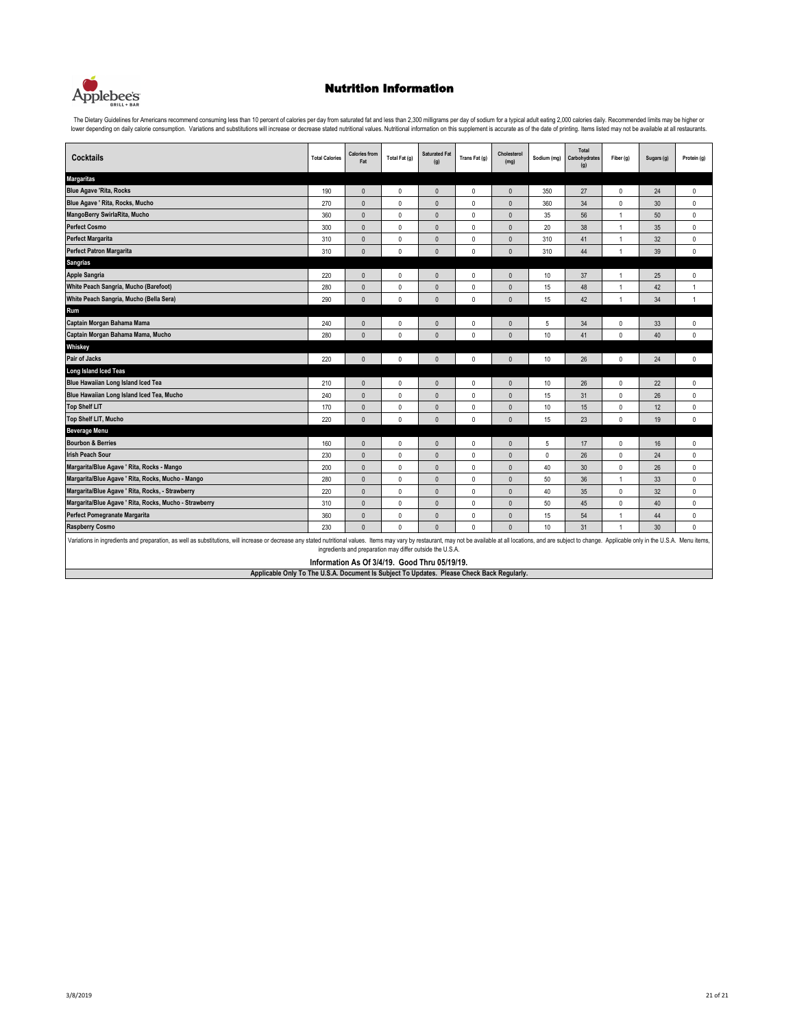# Nutrition Information

The Dietary Guidelines for Americans recommend consuming less than 10 percent of calories per day from saturated fat and less than 2,300 milligrams per day of sodium for a typical adult eating 2,000 calories daily. Recommended limits may be higher or lower depending on daily calorie consumption. Variations and substitutions will increase or decrease stated nutritional values. Nutritional information on this supplement is accurate as of the date of printing. Items listed may not be available at all restaurants.

| Cocktails | Total Calories | Calories from Fat | Total Fat (g) | Saturated Fat (g) | Trans Fat (g) | Cholesterol (mg) | Sodium (mg) | Total Carbohydrates (g) | Fiber (g) | Sugars (g) | Protein (g) |
|---|---|---|---|---|---|---|---|---|---|---|---|
| **Margaritas** | | | | | | | | | | | |
| Blue Agave 'Rita, Rocks | 190 | 0 | 0 | 0 | 0 | 0 | 350 | 27 | 0 | 24 | 0 |
| Blue Agave ' Rita, Rocks, Mucho | 270 | 0 | 0 | 0 | 0 | 0 | 360 | 34 | 0 | 30 | 0 |
| MangoBerry SwirlaRita, Mucho | 360 | 0 | 0 | 0 | 0 | 0 | 35 | 56 | 1 | 50 | 0 |
| Perfect Cosmo | 300 | 0 | 0 | 0 | 0 | 0 | 20 | 38 | 1 | 35 | 0 |
| Perfect Margarita | 310 | 0 | 0 | 0 | 0 | 0 | 310 | 41 | 1 | 32 | 0 |
| Perfect Patron Margarita | 310 | 0 | 0 | 0 | 0 | 0 | 310 | 44 | 1 | 39 | 0 |
| **Sangrias** | | | | | | | | | | | |
| Apple Sangria | 220 | 0 | 0 | 0 | 0 | 0 | 10 | 37 | 1 | 25 | 0 |
| White Peach Sangria, Mucho (Barefoot) | 280 | 0 | 0 | 0 | 0 | 0 | 15 | 48 | 1 | 42 | 1 |
| White Peach Sangria, Mucho (Bella Sera) | 290 | 0 | 0 | 0 | 0 | 0 | 15 | 42 | 1 | 34 | 1 |
| **Rum** | | | | | | | | | | | |
| Captain Morgan Bahama Mama | 240 | 0 | 0 | 0 | 0 | 0 | 5 | 34 | 0 | 33 | 0 |
| Captain Morgan Bahama Mama, Mucho | 280 | 0 | 0 | 0 | 0 | 0 | 10 | 41 | 0 | 40 | 0 |
| **Whiskey** | | | | | | | | | | | |
| Pair of Jacks | 220 | 0 | 0 | 0 | 0 | 0 | 10 | 26 | 0 | 24 | 0 |
| **Long Island Iced Teas** | | | | | | | | | | | |
| Blue Hawaiian Long Island Iced Tea | 210 | 0 | 0 | 0 | 0 | 0 | 10 | 26 | 0 | 22 | 0 |
| Blue Hawaiian Long Island Iced Tea, Mucho | 240 | 0 | 0 | 0 | 0 | 0 | 15 | 31 | 0 | 26 | 0 |
| Top Shelf LIT | 170 | 0 | 0 | 0 | 0 | 0 | 10 | 15 | 0 | 12 | 0 |
| Top Shelf LIT, Mucho | 220 | 0 | 0 | 0 | 0 | 0 | 15 | 23 | 0 | 19 | 0 |
| **Beverage Menu** | | | | | | | | | | | |
| Bourbon & Berries | 160 | 0 | 0 | 0 | 0 | 0 | 5 | 17 | 0 | 16 | 0 |
| Irish Peach Sour | 230 | 0 | 0 | 0 | 0 | 0 | 0 | 26 | 0 | 24 | 0 |
| Margarita/Blue Agave ' Rita, Rocks - Mango | 200 | 0 | 0 | 0 | 0 | 0 | 40 | 30 | 0 | 26 | 0 |
| Margarita/Blue Agave ' Rita, Rocks, Mucho - Mango | 280 | 0 | 0 | 0 | 0 | 0 | 50 | 36 | 1 | 33 | 0 |
| Margarita/Blue Agave ' Rita, Rocks, - Strawberry | 220 | 0 | 0 | 0 | 0 | 0 | 40 | 35 | 0 | 32 | 0 |
| Margarita/Blue Agave ' Rita, Rocks, Mucho - Strawberry | 310 | 0 | 0 | 0 | 0 | 0 | 50 | 45 | 0 | 40 | 0 |
| Perfect Pomegranate Margarita | 360 | 0 | 0 | 0 | 0 | 0 | 15 | 54 | 1 | 44 | 0 |
| Raspberry Cosmo | 230 | 0 | 0 | 0 | 0 | 0 | 10 | 31 | 1 | 30 | 0 |

Variations in ingredients and preparation, as well as substitutions, will increase or decrease any stated nutritional values. Items may vary by restaurant, may not be available at all locations, and are subject to change. Applicable only in the U.S.A. Menu items, ingredients and preparation may differ outside the U.S.A.

**Information As Of 3/4/19. Good Thru 05/19/19.**

**Applicable Only To The U.S.A. Document Is Subject To Updates. Please Check Back Regularly.**

3/8/2019